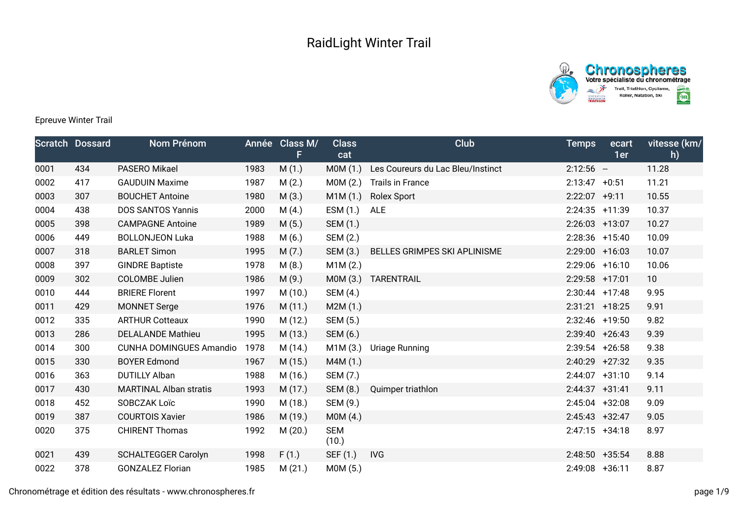# RaidLight Winter Trail

Epreuve Winter Trail

| Scratch | Dossard | Nom Prénom | Année | Class M/F | Class cat | Club | Temps | ecart 1er | vitesse (km/h) |
|---|---|---|---|---|---|---|---|---|---|
| 0001 | 434 | PASERO Mikael | 1983 | M (1.) | M0M (1.) | Les Coureurs du Lac Bleu/Instinct | 2:12:56 | -- | 11.28 |
| 0002 | 417 | GAUDUIN Maxime | 1987 | M (2.) | M0M (2.) | Trails in France | 2:13:47 | +0:51 | 11.21 |
| 0003 | 307 | BOUCHET Antoine | 1980 | M (3.) | M1M (1.) | Rolex Sport | 2:22:07 | +9:11 | 10.55 |
| 0004 | 438 | DOS SANTOS Yannis | 2000 | M (4.) | ESM (1.) | ALE | 2:24:35 | +11:39 | 10.37 |
| 0005 | 398 | CAMPAGNE Antoine | 1989 | M (5.) | SEM (1.) | | 2:26:03 | +13:07 | 10.27 |
| 0006 | 449 | BOLLONJEON Luka | 1988 | M (6.) | SEM (2.) | | 2:28:36 | +15:40 | 10.09 |
| 0007 | 318 | BARLET Simon | 1995 | M (7.) | SEM (3.) | BELLES GRIMPES SKI APLINISME | 2:29:00 | +16:03 | 10.07 |
| 0008 | 397 | GINDRE Baptiste | 1978 | M (8.) | M1M (2.) | | 2:29:06 | +16:10 | 10.06 |
| 0009 | 302 | COLOMBE Julien | 1986 | M (9.) | M0M (3.) | TARENTRAIL | 2:29:58 | +17:01 | 10 |
| 0010 | 444 | BRIERE Florent | 1997 | M (10.) | SEM (4.) | | 2:30:44 | +17:48 | 9.95 |
| 0011 | 429 | MONNET Serge | 1976 | M (11.) | M2M (1.) | | 2:31:21 | +18:25 | 9.91 |
| 0012 | 335 | ARTHUR Cotteaux | 1990 | M (12.) | SEM (5.) | | 2:32:46 | +19:50 | 9.82 |
| 0013 | 286 | DELALANDE Mathieu | 1995 | M (13.) | SEM (6.) | | 2:39:40 | +26:43 | 9.39 |
| 0014 | 300 | CUNHA DOMINGUES Amandio | 1978 | M (14.) | M1M (3.) | Uriage Running | 2:39:54 | +26:58 | 9.38 |
| 0015 | 330 | BOYER Edmond | 1967 | M (15.) | M4M (1.) | | 2:40:29 | +27:32 | 9.35 |
| 0016 | 363 | DUTILLY Alban | 1988 | M (16.) | SEM (7.) | | 2:44:07 | +31:10 | 9.14 |
| 0017 | 430 | MARTINAL Alban stratis | 1993 | M (17.) | SEM (8.) | Quimper triathlon | 2:44:37 | +31:41 | 9.11 |
| 0018 | 452 | SOBCZAK Loïc | 1990 | M (18.) | SEM (9.) | | 2:45:04 | +32:08 | 9.09 |
| 0019 | 387 | COURTOIS Xavier | 1986 | M (19.) | M0M (4.) | | 2:45:43 | +32:47 | 9.05 |
| 0020 | 375 | CHIRENT Thomas | 1992 | M (20.) | SEM (10.) | | 2:47:15 | +34:18 | 8.97 |
| 0021 | 439 | SCHALTEGGER Carolyn | 1998 | F (1.) | SEF (1.) | IVG | 2:48:50 | +35:54 | 8.88 |
| 0022 | 378 | GONZALEZ Florian | 1985 | M (21.) | M0M (5.) | | 2:49:08 | +36:11 | 8.87 |

Chronométrage et édition des résultats - www.chronospheres.fr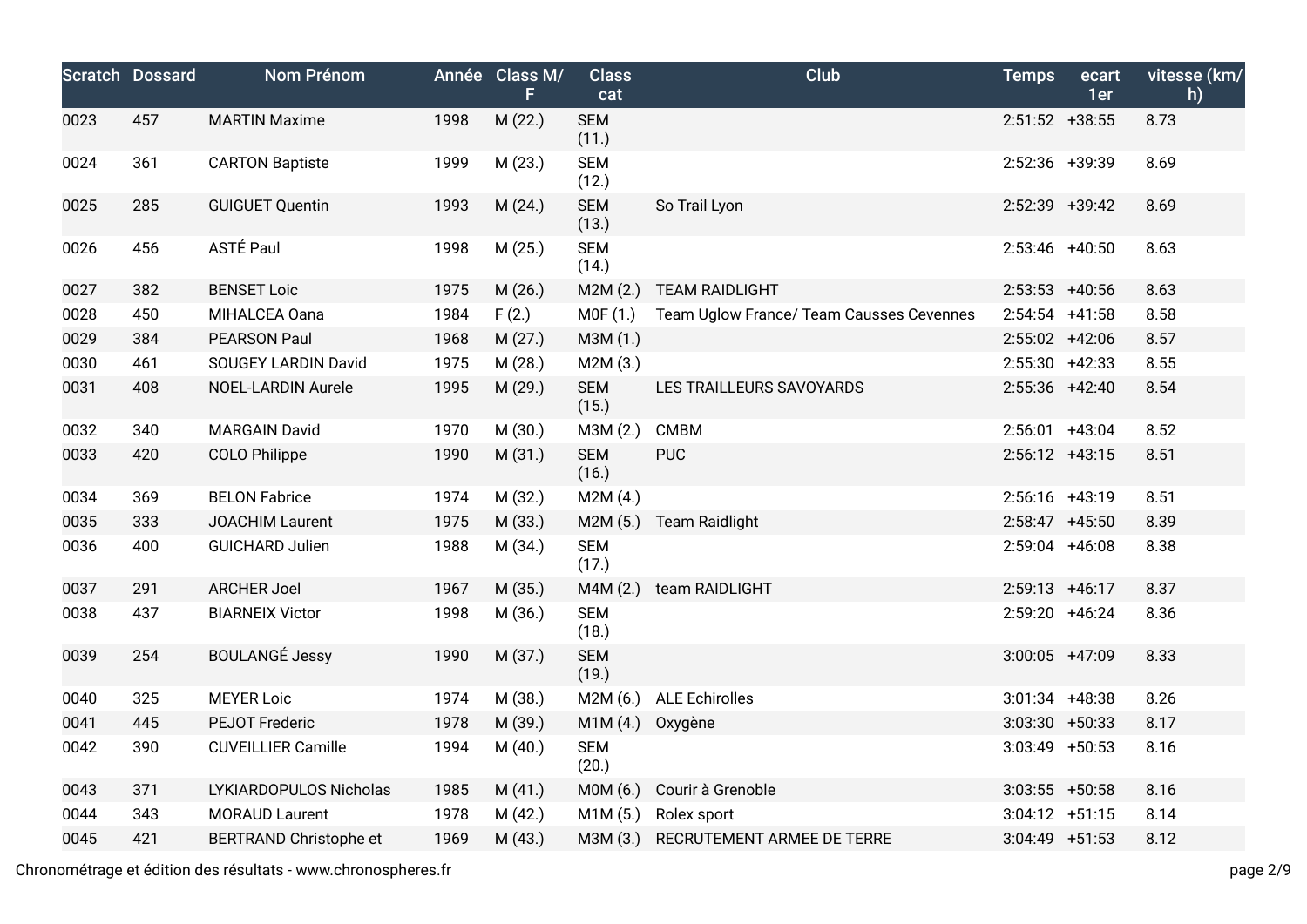| Scratch | Dossard | Nom Prénom | Année | Class M/F | Class cat | Club | Temps | ecart 1er | vitesse (km/h) |
|---|---|---|---|---|---|---|---|---|---|
| 0023 | 457 | MARTIN Maxime | 1998 | M (22.) | SEM (11.) | | 2:51:52 | +38:55 | 8.73 |
| 0024 | 361 | CARTON Baptiste | 1999 | M (23.) | SEM (12.) | | 2:52:36 | +39:39 | 8.69 |
| 0025 | 285 | GUIGUET Quentin | 1993 | M (24.) | SEM (13.) | So Trail Lyon | 2:52:39 | +39:42 | 8.69 |
| 0026 | 456 | ASTÉ Paul | 1998 | M (25.) | SEM (14.) | | 2:53:46 | +40:50 | 8.63 |
| 0027 | 382 | BENSET Loic | 1975 | M (26.) | M2M (2.) | TEAM RAIDLIGHT | 2:53:53 | +40:56 | 8.63 |
| 0028 | 450 | MIHALCEA Oana | 1984 | F (2.) | M0F (1.) | Team Uglow France/ Team Causses Cevennes | 2:54:54 | +41:58 | 8.58 |
| 0029 | 384 | PEARSON Paul | 1968 | M (27.) | M3M (1.) | | 2:55:02 | +42:06 | 8.57 |
| 0030 | 461 | SOUGEY LARDIN David | 1975 | M (28.) | M2M (3.) | | 2:55:30 | +42:33 | 8.55 |
| 0031 | 408 | NOEL-LARDIN Aurele | 1995 | M (29.) | SEM (15.) | LES TRAILLEURS SAVOYARDS | 2:55:36 | +42:40 | 8.54 |
| 0032 | 340 | MARGAIN David | 1970 | M (30.) | M3M (2.) | CMBM | 2:56:01 | +43:04 | 8.52 |
| 0033 | 420 | COLO Philippe | 1990 | M (31.) | SEM (16.) | PUC | 2:56:12 | +43:15 | 8.51 |
| 0034 | 369 | BELON Fabrice | 1974 | M (32.) | M2M (4.) | | 2:56:16 | +43:19 | 8.51 |
| 0035 | 333 | JOACHIM Laurent | 1975 | M (33.) | M2M (5.) | Team Raidlight | 2:58:47 | +45:50 | 8.39 |
| 0036 | 400 | GUICHARD Julien | 1988 | M (34.) | SEM (17.) | | 2:59:04 | +46:08 | 8.38 |
| 0037 | 291 | ARCHER Joel | 1967 | M (35.) | M4M (2.) | team RAIDLIGHT | 2:59:13 | +46:17 | 8.37 |
| 0038 | 437 | BIARNEIX Victor | 1998 | M (36.) | SEM (18.) | | 2:59:20 | +46:24 | 8.36 |
| 0039 | 254 | BOULANGÉ Jessy | 1990 | M (37.) | SEM (19.) | | 3:00:05 | +47:09 | 8.33 |
| 0040 | 325 | MEYER Loic | 1974 | M (38.) | M2M (6.) | ALE Echirolles | 3:01:34 | +48:38 | 8.26 |
| 0041 | 445 | PEJOT Frederic | 1978 | M (39.) | M1M (4.) | Oxygène | 3:03:30 | +50:33 | 8.17 |
| 0042 | 390 | CUVEILLIER Camille | 1994 | M (40.) | SEM (20.) | | 3:03:49 | +50:53 | 8.16 |
| 0043 | 371 | LYKIARDOPULOS Nicholas | 1985 | M (41.) | M0M (6.) | Courir à Grenoble | 3:03:55 | +50:58 | 8.16 |
| 0044 | 343 | MORAUD Laurent | 1978 | M (42.) | M1M (5.) | Rolex sport | 3:04:12 | +51:15 | 8.14 |
| 0045 | 421 | BERTRAND Christophe et | 1969 | M (43.) | M3M (3.) | RECRUTEMENT ARMEE DE TERRE | 3:04:49 | +51:53 | 8.12 |

Chronométrage et édition des résultats - www.chronospheres.fr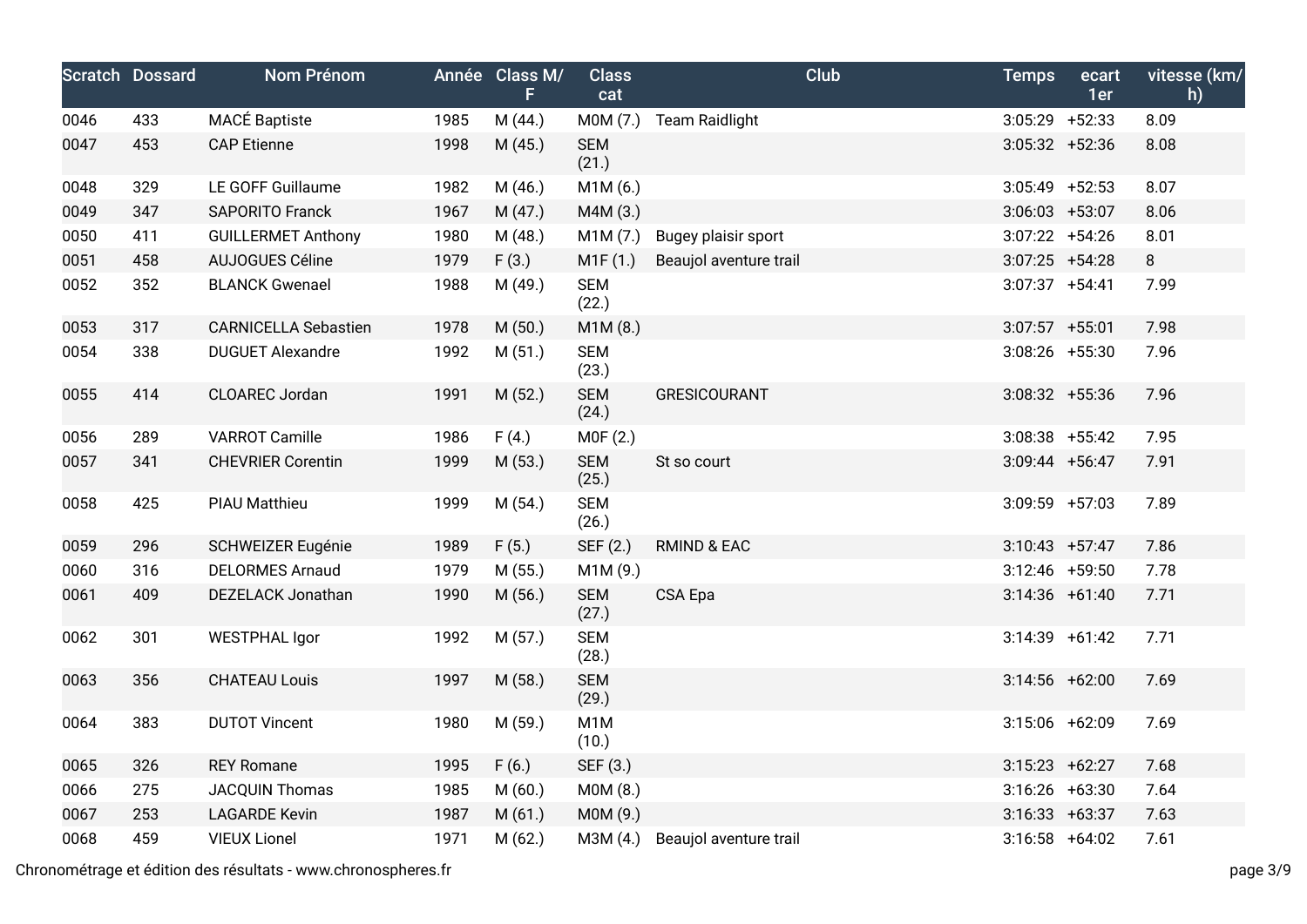| Scratch | Dossard | Nom Prénom | Année | Class M/F | Class cat | Club | Temps | ecart 1er | vitesse (km/h) |
| --- | --- | --- | --- | --- | --- | --- | --- | --- | --- |
| 0046 | 433 | MACÉ Baptiste | 1985 | M (44.) | M0M (7.) | Team Raidlight | 3:05:29 | +52:33 | 8.09 |
| 0047 | 453 | CAP Etienne | 1998 | M (45.) | SEM (21.) | | 3:05:32 | +52:36 | 8.08 |
| 0048 | 329 | LE GOFF Guillaume | 1982 | M (46.) | M1M (6.) | | 3:05:49 | +52:53 | 8.07 |
| 0049 | 347 | SAPORITO Franck | 1967 | M (47.) | M4M (3.) | | 3:06:03 | +53:07 | 8.06 |
| 0050 | 411 | GUILLERMET Anthony | 1980 | M (48.) | M1M (7.) | Bugey plaisir sport | 3:07:22 | +54:26 | 8.01 |
| 0051 | 458 | AUJOGUES Céline | 1979 | F (3.) | M1F (1.) | Beaujol aventure trail | 3:07:25 | +54:28 | 8 |
| 0052 | 352 | BLANCK Gwenael | 1988 | M (49.) | SEM (22.) | | 3:07:37 | +54:41 | 7.99 |
| 0053 | 317 | CARNICELLA Sebastien | 1978 | M (50.) | M1M (8.) | | 3:07:57 | +55:01 | 7.98 |
| 0054 | 338 | DUGUET Alexandre | 1992 | M (51.) | SEM (23.) | | 3:08:26 | +55:30 | 7.96 |
| 0055 | 414 | CLOAREC Jordan | 1991 | M (52.) | SEM (24.) | GRESICOURANT | 3:08:32 | +55:36 | 7.96 |
| 0056 | 289 | VARROT Camille | 1986 | F (4.) | M0F (2.) | | 3:08:38 | +55:42 | 7.95 |
| 0057 | 341 | CHEVRIER Corentin | 1999 | M (53.) | SEM (25.) | St so court | 3:09:44 | +56:47 | 7.91 |
| 0058 | 425 | PIAU Matthieu | 1999 | M (54.) | SEM (26.) | | 3:09:59 | +57:03 | 7.89 |
| 0059 | 296 | SCHWEIZER Eugénie | 1989 | F (5.) | SEF (2.) | RMIND & EAC | 3:10:43 | +57:47 | 7.86 |
| 0060 | 316 | DELORMES Arnaud | 1979 | M (55.) | M1M (9.) | | 3:12:46 | +59:50 | 7.78 |
| 0061 | 409 | DEZELACK Jonathan | 1990 | M (56.) | SEM (27.) | CSA Epa | 3:14:36 | +61:40 | 7.71 |
| 0062 | 301 | WESTPHAL Igor | 1992 | M (57.) | SEM (28.) | | 3:14:39 | +61:42 | 7.71 |
| 0063 | 356 | CHATEAU Louis | 1997 | M (58.) | SEM (29.) | | 3:14:56 | +62:00 | 7.69 |
| 0064 | 383 | DUTOT Vincent | 1980 | M (59.) | M1M (10.) | | 3:15:06 | +62:09 | 7.69 |
| 0065 | 326 | REY Romane | 1995 | F (6.) | SEF (3.) | | 3:15:23 | +62:27 | 7.68 |
| 0066 | 275 | JACQUIN Thomas | 1985 | M (60.) | M0M (8.) | | 3:16:26 | +63:30 | 7.64 |
| 0067 | 253 | LAGARDE Kevin | 1987 | M (61.) | M0M (9.) | | 3:16:33 | +63:37 | 7.63 |
| 0068 | 459 | VIEUX Lionel | 1971 | M (62.) | M3M (4.) | Beaujol aventure trail | 3:16:58 | +64:02 | 7.61 |

Chronométrage et édition des résultats - www.chronospheres.fr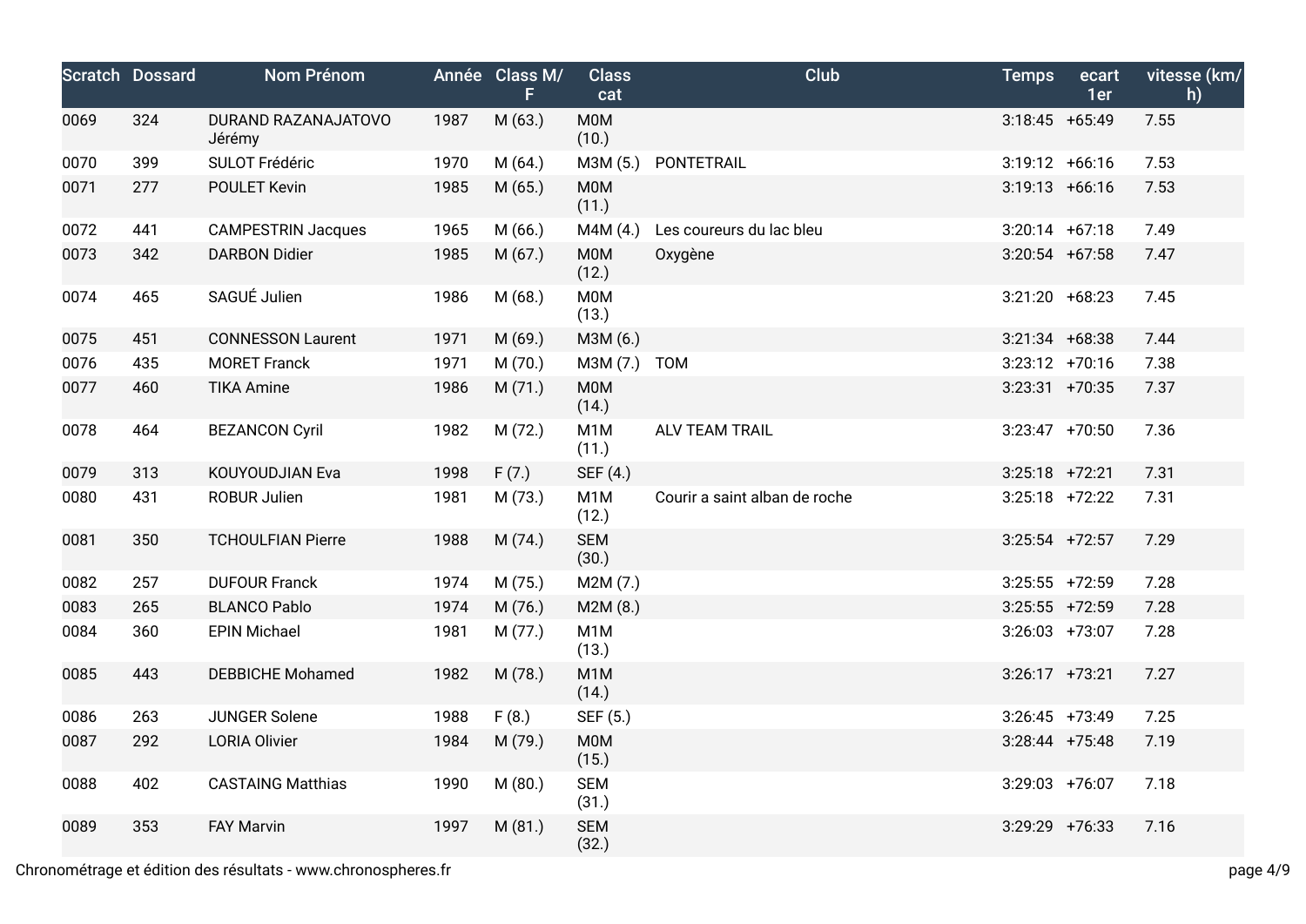| Scratch | Dossard | Nom Prénom | Année | Class M/F | Class cat | Club | Temps | ecart 1er | vitesse (km/h) |
|---|---|---|---|---|---|---|---|---|---|
| 0069 | 324 | DURAND RAZANAJATOVO Jérémy | 1987 | M (63.) | M0M (10.) | | 3:18:45 | +65:49 | 7.55 |
| 0070 | 399 | SULOT Frédéric | 1970 | M (64.) | M3M (5.) | PONTETRAIL | 3:19:12 | +66:16 | 7.53 |
| 0071 | 277 | POULET Kevin | 1985 | M (65.) | M0M (11.) | | 3:19:13 | +66:16 | 7.53 |
| 0072 | 441 | CAMPESTRIN Jacques | 1965 | M (66.) | M4M (4.) | Les coureurs du lac bleu | 3:20:14 | +67:18 | 7.49 |
| 0073 | 342 | DARBON Didier | 1985 | M (67.) | M0M (12.) | Oxygène | 3:20:54 | +67:58 | 7.47 |
| 0074 | 465 | SAGUÉ Julien | 1986 | M (68.) | M0M (13.) | | 3:21:20 | +68:23 | 7.45 |
| 0075 | 451 | CONNESSON Laurent | 1971 | M (69.) | M3M (6.) | | 3:21:34 | +68:38 | 7.44 |
| 0076 | 435 | MORET Franck | 1971 | M (70.) | M3M (7.) | TOM | 3:23:12 | +70:16 | 7.38 |
| 0077 | 460 | TIKA Amine | 1986 | M (71.) | M0M (14.) | | 3:23:31 | +70:35 | 7.37 |
| 0078 | 464 | BEZANCON Cyril | 1982 | M (72.) | M1M (11.) | ALV TEAM TRAIL | 3:23:47 | +70:50 | 7.36 |
| 0079 | 313 | KOUYOUDJIAN Eva | 1998 | F (7.) | SEF (4.) | | 3:25:18 | +72:21 | 7.31 |
| 0080 | 431 | ROBUR Julien | 1981 | M (73.) | M1M (12.) | Courir a saint alban de roche | 3:25:18 | +72:22 | 7.31 |
| 0081 | 350 | TCHOULFIAN Pierre | 1988 | M (74.) | SEM (30.) | | 3:25:54 | +72:57 | 7.29 |
| 0082 | 257 | DUFOUR Franck | 1974 | M (75.) | M2M (7.) | | 3:25:55 | +72:59 | 7.28 |
| 0083 | 265 | BLANCO Pablo | 1974 | M (76.) | M2M (8.) | | 3:25:55 | +72:59 | 7.28 |
| 0084 | 360 | EPIN Michael | 1981 | M (77.) | M1M (13.) | | 3:26:03 | +73:07 | 7.28 |
| 0085 | 443 | DEBBICHE Mohamed | 1982 | M (78.) | M1M (14.) | | 3:26:17 | +73:21 | 7.27 |
| 0086 | 263 | JUNGER Solene | 1988 | F (8.) | SEF (5.) | | 3:26:45 | +73:49 | 7.25 |
| 0087 | 292 | LORIA Olivier | 1984 | M (79.) | M0M (15.) | | 3:28:44 | +75:48 | 7.19 |
| 0088 | 402 | CASTAING Matthias | 1990 | M (80.) | SEM (31.) | | 3:29:03 | +76:07 | 7.18 |
| 0089 | 353 | FAY Marvin | 1997 | M (81.) | SEM (32.) | | 3:29:29 | +76:33 | 7.16 |

Chronométrage et édition des résultats - www.chronospheres.fr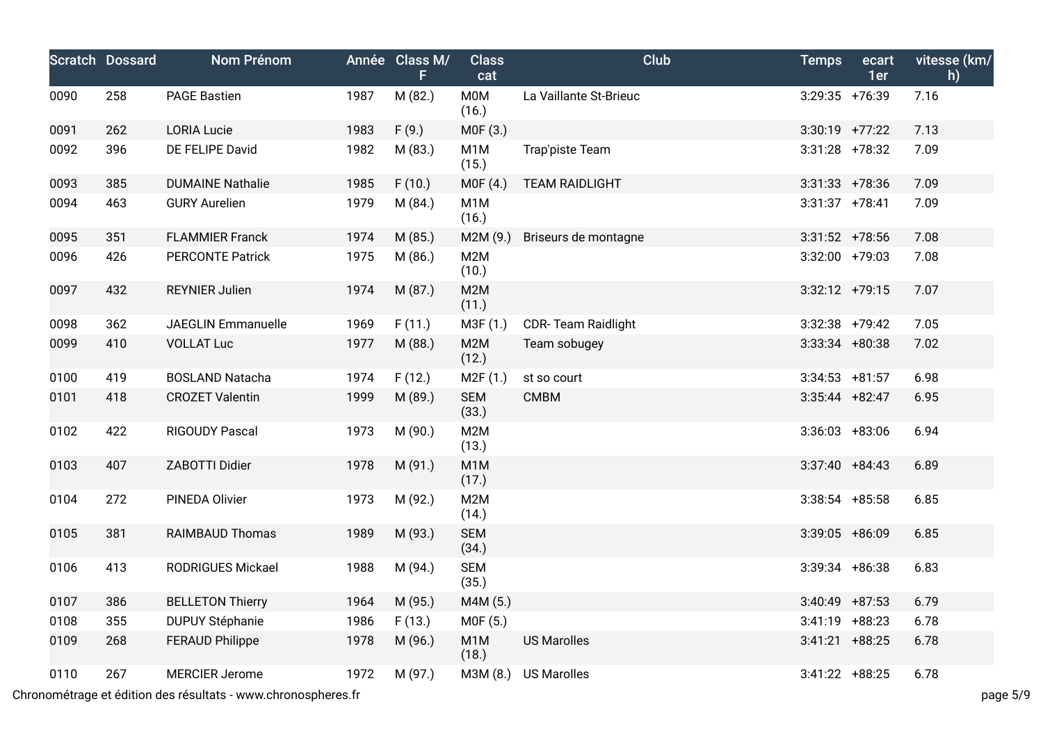| Scratch | Dossard | Nom Prénom | Année | Class M/F | Class cat | Club | Temps | ecart 1er | vitesse (km/h) |
|---|---|---|---|---|---|---|---|---|---|
| 0090 | 258 | PAGE Bastien | 1987 | M (82.) | M0M (16.) | La Vaillante St-Brieuc | 3:29:35 | +76:39 | 7.16 |
| 0091 | 262 | LORIA Lucie | 1983 | F (9.) | M0F (3.) | | 3:30:19 | +77:22 | 7.13 |
| 0092 | 396 | DE FELIPE David | 1982 | M (83.) | M1M (15.) | Trap'piste Team | 3:31:28 | +78:32 | 7.09 |
| 0093 | 385 | DUMAINE Nathalie | 1985 | F (10.) | M0F (4.) | TEAM RAIDLIGHT | 3:31:33 | +78:36 | 7.09 |
| 0094 | 463 | GURY Aurelien | 1979 | M (84.) | M1M (16.) | | 3:31:37 | +78:41 | 7.09 |
| 0095 | 351 | FLAMMIER Franck | 1974 | M (85.) | M2M (9.) | Briseurs de montagne | 3:31:52 | +78:56 | 7.08 |
| 0096 | 426 | PERCONTE Patrick | 1975 | M (86.) | M2M (10.) | | 3:32:00 | +79:03 | 7.08 |
| 0097 | 432 | REYNIER Julien | 1974 | M (87.) | M2M (11.) | | 3:32:12 | +79:15 | 7.07 |
| 0098 | 362 | JAEGLIN Emmanuelle | 1969 | F (11.) | M3F (1.) | CDR- Team Raidlight | 3:32:38 | +79:42 | 7.05 |
| 0099 | 410 | VOLLAT Luc | 1977 | M (88.) | M2M (12.) | Team sobugey | 3:33:34 | +80:38 | 7.02 |
| 0100 | 419 | BOSLAND Natacha | 1974 | F (12.) | M2F (1.) | st so court | 3:34:53 | +81:57 | 6.98 |
| 0101 | 418 | CROZET Valentin | 1999 | M (89.) | SEM (33.) | CMBM | 3:35:44 | +82:47 | 6.95 |
| 0102 | 422 | RIGOUDY Pascal | 1973 | M (90.) | M2M (13.) | | 3:36:03 | +83:06 | 6.94 |
| 0103 | 407 | ZABOTTI Didier | 1978 | M (91.) | M1M (17.) | | 3:37:40 | +84:43 | 6.89 |
| 0104 | 272 | PINEDA Olivier | 1973 | M (92.) | M2M (14.) | | 3:38:54 | +85:58 | 6.85 |
| 0105 | 381 | RAIMBAUD Thomas | 1989 | M (93.) | SEM (34.) | | 3:39:05 | +86:09 | 6.85 |
| 0106 | 413 | RODRIGUES Mickael | 1988 | M (94.) | SEM (35.) | | 3:39:34 | +86:38 | 6.83 |
| 0107 | 386 | BELLETON Thierry | 1964 | M (95.) | M4M (5.) | | 3:40:49 | +87:53 | 6.79 |
| 0108 | 355 | DUPUY Stéphanie | 1986 | F (13.) | M0F (5.) | | 3:41:19 | +88:23 | 6.78 |
| 0109 | 268 | FERAUD Philippe | 1978 | M (96.) | M1M (18.) | US Marolles | 3:41:21 | +88:25 | 6.78 |
| 0110 | 267 | MERCIER Jerome | 1972 | M (97.) | M3M (8.) | US Marolles | 3:41:22 | +88:25 | 6.78 |

Chronométrage et édition des résultats - www.chronospheres.fr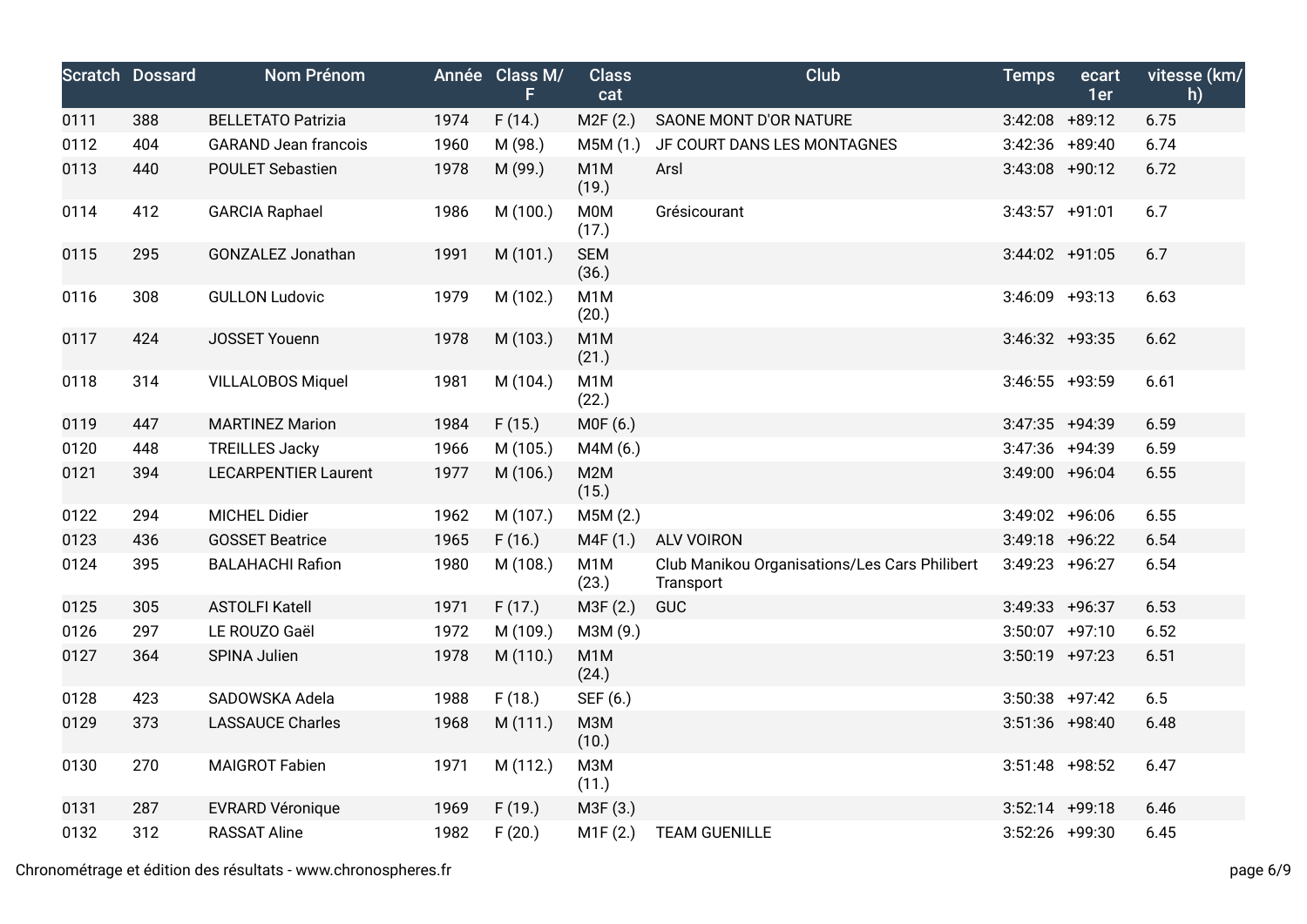| Scratch | Dossard | Nom Prénom | Année | Class M/F | Class cat | Club | Temps | ecart 1er | vitesse (km/h) |
|---|---|---|---|---|---|---|---|---|---|
| 0111 | 388 | BELLETATO Patrizia | 1974 | F (14.) | M2F (2.) | SAONE MONT D'OR NATURE | 3:42:08 | +89:12 | 6.75 |
| 0112 | 404 | GARAND Jean francois | 1960 | M (98.) | M5M (1.) | JF COURT DANS LES MONTAGNES | 3:42:36 | +89:40 | 6.74 |
| 0113 | 440 | POULET Sebastien | 1978 | M (99.) | M1M (19.) | Arsl | 3:43:08 | +90:12 | 6.72 |
| 0114 | 412 | GARCIA Raphael | 1986 | M (100.) | M0M (17.) | Grésicourant | 3:43:57 | +91:01 | 6.7 |
| 0115 | 295 | GONZALEZ Jonathan | 1991 | M (101.) | SEM (36.) | | 3:44:02 | +91:05 | 6.7 |
| 0116 | 308 | GULLON Ludovic | 1979 | M (102.) | M1M (20.) | | 3:46:09 | +93:13 | 6.63 |
| 0117 | 424 | JOSSET Youenn | 1978 | M (103.) | M1M (21.) | | 3:46:32 | +93:35 | 6.62 |
| 0118 | 314 | VILLALOBOS Miquel | 1981 | M (104.) | M1M (22.) | | 3:46:55 | +93:59 | 6.61 |
| 0119 | 447 | MARTINEZ Marion | 1984 | F (15.) | M0F (6.) | | 3:47:35 | +94:39 | 6.59 |
| 0120 | 448 | TREILLES Jacky | 1966 | M (105.) | M4M (6.) | | 3:47:36 | +94:39 | 6.59 |
| 0121 | 394 | LECARPENTIER Laurent | 1977 | M (106.) | M2M (15.) | | 3:49:00 | +96:04 | 6.55 |
| 0122 | 294 | MICHEL Didier | 1962 | M (107.) | M5M (2.) | | 3:49:02 | +96:06 | 6.55 |
| 0123 | 436 | GOSSET Beatrice | 1965 | F (16.) | M4F (1.) | ALV VOIRON | 3:49:18 | +96:22 | 6.54 |
| 0124 | 395 | BALAHACHI Rafion | 1980 | M (108.) | M1M (23.) | Club Manikou Organisations/Les Cars Philibert Transport | 3:49:23 | +96:27 | 6.54 |
| 0125 | 305 | ASTOLFI Katell | 1971 | F (17.) | M3F (2.) | GUC | 3:49:33 | +96:37 | 6.53 |
| 0126 | 297 | LE ROUZO Gaël | 1972 | M (109.) | M3M (9.) | | 3:50:07 | +97:10 | 6.52 |
| 0127 | 364 | SPINA Julien | 1978 | M (110.) | M1M (24.) | | 3:50:19 | +97:23 | 6.51 |
| 0128 | 423 | SADOWSKA Adela | 1988 | F (18.) | SEF (6.) | | 3:50:38 | +97:42 | 6.5 |
| 0129 | 373 | LASSAUCE Charles | 1968 | M (111.) | M3M (10.) | | 3:51:36 | +98:40 | 6.48 |
| 0130 | 270 | MAIGROT Fabien | 1971 | M (112.) | M3M (11.) | | 3:51:48 | +98:52 | 6.47 |
| 0131 | 287 | EVRARD Véronique | 1969 | F (19.) | M3F (3.) | | 3:52:14 | +99:18 | 6.46 |
| 0132 | 312 | RASSAT Aline | 1982 | F (20.) | M1F (2.) | TEAM GUENILLE | 3:52:26 | +99:30 | 6.45 |

Chronométrage et édition des résultats - www.chronospheres.fr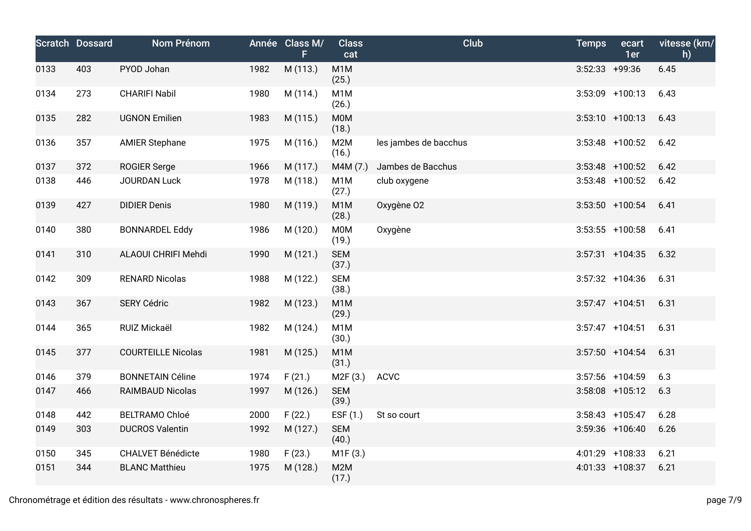| Scratch | Dossard | Nom Prénom | Année | Class M/F | Class cat | Club | Temps | ecart 1er | vitesse (km/h) |
|---|---|---|---|---|---|---|---|---|---|
| 0133 | 403 | PYOD Johan | 1982 | M (113.) | M1M (25.) | | 3:52:33 | +99:36 | 6.45 |
| 0134 | 273 | CHARIFI Nabil | 1980 | M (114.) | M1M (26.) | | 3:53:09 | +100:13 | 6.43 |
| 0135 | 282 | UGNON Emilien | 1983 | M (115.) | M0M (18.) | | 3:53:10 | +100:13 | 6.43 |
| 0136 | 357 | AMIER Stephane | 1975 | M (116.) | M2M (16.) | les jambes de bacchus | 3:53:48 | +100:52 | 6.42 |
| 0137 | 372 | ROGIER Serge | 1966 | M (117.) | M4M (7.) | Jambes de Bacchus | 3:53:48 | +100:52 | 6.42 |
| 0138 | 446 | JOURDAN Luck | 1978 | M (118.) | M1M (27.) | club oxygene | 3:53:48 | +100:52 | 6.42 |
| 0139 | 427 | DIDIER Denis | 1980 | M (119.) | M1M (28.) | Oxygène O2 | 3:53:50 | +100:54 | 6.41 |
| 0140 | 380 | BONNARDEL Eddy | 1986 | M (120.) | M0M (19.) | Oxygène | 3:53:55 | +100:58 | 6.41 |
| 0141 | 310 | ALAOUI CHRIFI Mehdi | 1990 | M (121.) | SEM (37.) | | 3:57:31 | +104:35 | 6.32 |
| 0142 | 309 | RENARD Nicolas | 1988 | M (122.) | SEM (38.) | | 3:57:32 | +104:36 | 6.31 |
| 0143 | 367 | SERY Cédric | 1982 | M (123.) | M1M (29.) | | 3:57:47 | +104:51 | 6.31 |
| 0144 | 365 | RUIZ Mickaël | 1982 | M (124.) | M1M (30.) | | 3:57:47 | +104:51 | 6.31 |
| 0145 | 377 | COURTEILLE Nicolas | 1981 | M (125.) | M1M (31.) | | 3:57:50 | +104:54 | 6.31 |
| 0146 | 379 | BONNETAIN Céline | 1974 | F (21.) | M2F (3.) | ACVC | 3:57:56 | +104:59 | 6.3 |
| 0147 | 466 | RAIMBAUD Nicolas | 1997 | M (126.) | SEM (39.) | | 3:58:08 | +105:12 | 6.3 |
| 0148 | 442 | BELTRAMO Chloé | 2000 | F (22.) | ESF (1.) | St so court | 3:58:43 | +105:47 | 6.28 |
| 0149 | 303 | DUCROS Valentin | 1992 | M (127.) | SEM (40.) | | 3:59:36 | +106:40 | 6.26 |
| 0150 | 345 | CHALVET Bénédicte | 1980 | F (23.) | M1F (3.) | | 4:01:29 | +108:33 | 6.21 |
| 0151 | 344 | BLANC Matthieu | 1975 | M (128.) | M2M (17.) | | 4:01:33 | +108:37 | 6.21 |

Chronométrage et édition des résultats - www.chronospheres.fr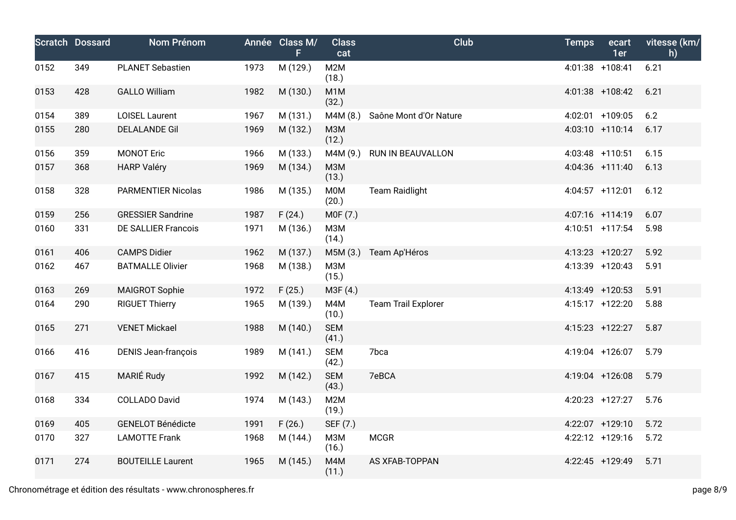| Scratch | Dossard | Nom Prénom | Année | Class M/F | Class cat | Club | Temps | ecart 1er | vitesse (km/h) |
|---|---|---|---|---|---|---|---|---|---|
| 0152 | 349 | PLANET Sebastien | 1973 | M (129.) | M2M (18.) | | 4:01:38 | +108:41 | 6.21 |
| 0153 | 428 | GALLO William | 1982 | M (130.) | M1M (32.) | | 4:01:38 | +108:42 | 6.21 |
| 0154 | 389 | LOISEL Laurent | 1967 | M (131.) | M4M (8.) | Saône Mont d'Or Nature | 4:02:01 | +109:05 | 6.2 |
| 0155 | 280 | DELALANDE Gil | 1969 | M (132.) | M3M (12.) | | 4:03:10 | +110:14 | 6.17 |
| 0156 | 359 | MONOT Eric | 1966 | M (133.) | M4M (9.) | RUN IN BEAUVALLON | 4:03:48 | +110:51 | 6.15 |
| 0157 | 368 | HARP Valéry | 1969 | M (134.) | M3M (13.) | | 4:04:36 | +111:40 | 6.13 |
| 0158 | 328 | PARMENTIER Nicolas | 1986 | M (135.) | M0M (20.) | Team Raidlight | 4:04:57 | +112:01 | 6.12 |
| 0159 | 256 | GRESSIER Sandrine | 1987 | F (24.) | M0F (7.) | | 4:07:16 | +114:19 | 6.07 |
| 0160 | 331 | DE SALLIER Francois | 1971 | M (136.) | M3M (14.) | | 4:10:51 | +117:54 | 5.98 |
| 0161 | 406 | CAMPS Didier | 1962 | M (137.) | M5M (3.) | Team Ap'Héros | 4:13:23 | +120:27 | 5.92 |
| 0162 | 467 | BATMALLE Olivier | 1968 | M (138.) | M3M (15.) | | 4:13:39 | +120:43 | 5.91 |
| 0163 | 269 | MAIGROT Sophie | 1972 | F (25.) | M3F (4.) | | 4:13:49 | +120:53 | 5.91 |
| 0164 | 290 | RIGUET Thierry | 1965 | M (139.) | M4M (10.) | Team Trail Explorer | 4:15:17 | +122:20 | 5.88 |
| 0165 | 271 | VENET Mickael | 1988 | M (140.) | SEM (41.) | | 4:15:23 | +122:27 | 5.87 |
| 0166 | 416 | DENIS Jean-françois | 1989 | M (141.) | SEM (42.) | 7bca | 4:19:04 | +126:07 | 5.79 |
| 0167 | 415 | MARIÉ Rudy | 1992 | M (142.) | SEM (43.) | 7eBCA | 4:19:04 | +126:08 | 5.79 |
| 0168 | 334 | COLLADO David | 1974 | M (143.) | M2M (19.) | | 4:20:23 | +127:27 | 5.76 |
| 0169 | 405 | GENELOT Bénédicte | 1991 | F (26.) | SEF (7.) | | 4:22:07 | +129:10 | 5.72 |
| 0170 | 327 | LAMOTTE Frank | 1968 | M (144.) | M3M (16.) | MCGR | 4:22:12 | +129:16 | 5.72 |
| 0171 | 274 | BOUTEILLE Laurent | 1965 | M (145.) | M4M (11.) | AS XFAB-TOPPAN | 4:22:45 | +129:49 | 5.71 |

Chronométrage et édition des résultats - www.chronospheres.fr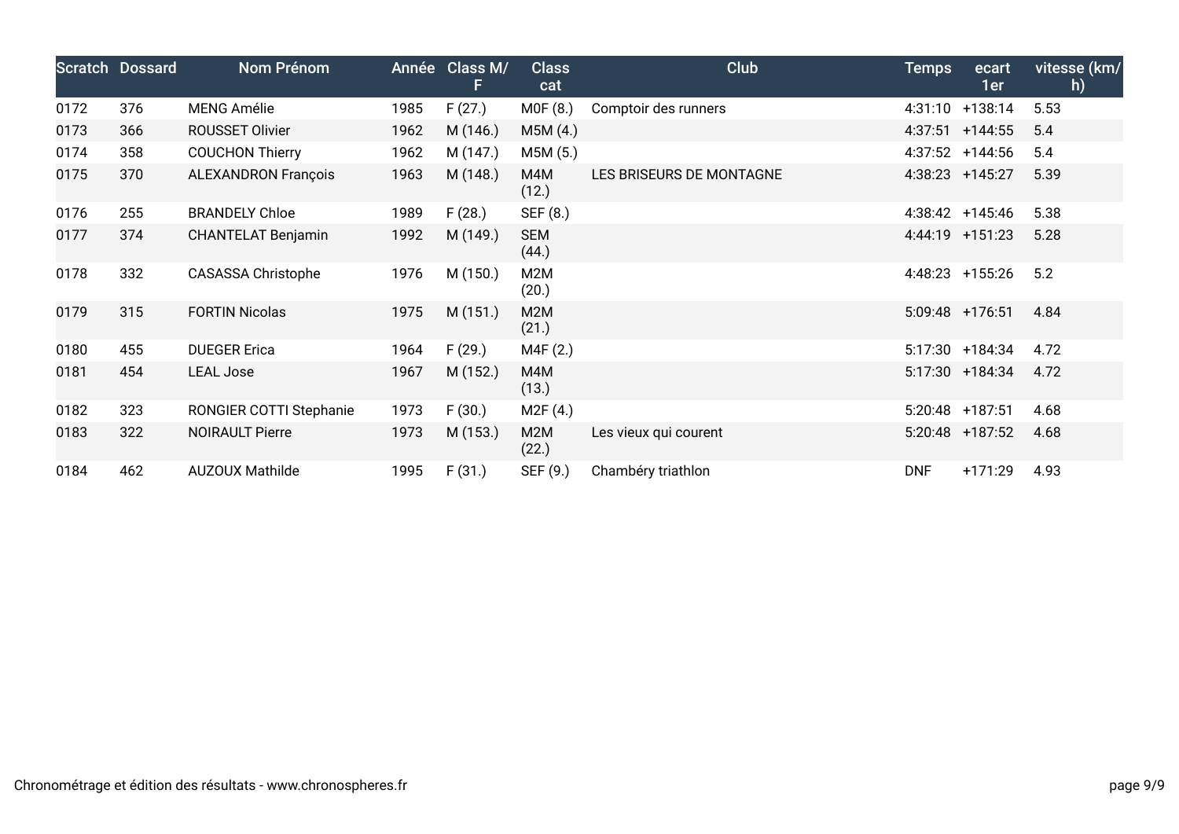| Scratch | Dossard | Nom Prénom | Année | Class M/F | Class cat | Club | Temps | ecart 1er | vitesse (km/h) |
|---|---|---|---|---|---|---|---|---|---|
| 0172 | 376 | MENG Amélie | 1985 | F (27.) | M0F (8.) | Comptoir des runners | 4:31:10 | +138:14 | 5.53 |
| 0173 | 366 | ROUSSET Olivier | 1962 | M (146.) | M5M (4.) | | 4:37:51 | +144:55 | 5.4 |
| 0174 | 358 | COUCHON Thierry | 1962 | M (147.) | M5M (5.) | | 4:37:52 | +144:56 | 5.4 |
| 0175 | 370 | ALEXANDRON François | 1963 | M (148.) | M4M (12.) | LES BRISEURS DE MONTAGNE | 4:38:23 | +145:27 | 5.39 |
| 0176 | 255 | BRANDELY Chloe | 1989 | F (28.) | SEF (8.) | | 4:38:42 | +145:46 | 5.38 |
| 0177 | 374 | CHANTELAT Benjamin | 1992 | M (149.) | SEM (44.) | | 4:44:19 | +151:23 | 5.28 |
| 0178 | 332 | CASASSA Christophe | 1976 | M (150.) | M2M (20.) | | 4:48:23 | +155:26 | 5.2 |
| 0179 | 315 | FORTIN Nicolas | 1975 | M (151.) | M2M (21.) | | 5:09:48 | +176:51 | 4.84 |
| 0180 | 455 | DUEGER Erica | 1964 | F (29.) | M4F (2.) | | 5:17:30 | +184:34 | 4.72 |
| 0181 | 454 | LEAL Jose | 1967 | M (152.) | M4M (13.) | | 5:17:30 | +184:34 | 4.72 |
| 0182 | 323 | RONGIER COTTI Stephanie | 1973 | F (30.) | M2F (4.) | | 5:20:48 | +187:51 | 4.68 |
| 0183 | 322 | NOIRAULT Pierre | 1973 | M (153.) | M2M (22.) | Les vieux qui courent | 5:20:48 | +187:52 | 4.68 |
| 0184 | 462 | AUZOUX Mathilde | 1995 | F (31.) | SEF (9.) | Chambéry triathlon | DNF | +171:29 | 4.93 |

Chronométrage et édition des résultats - www.chronospheres.fr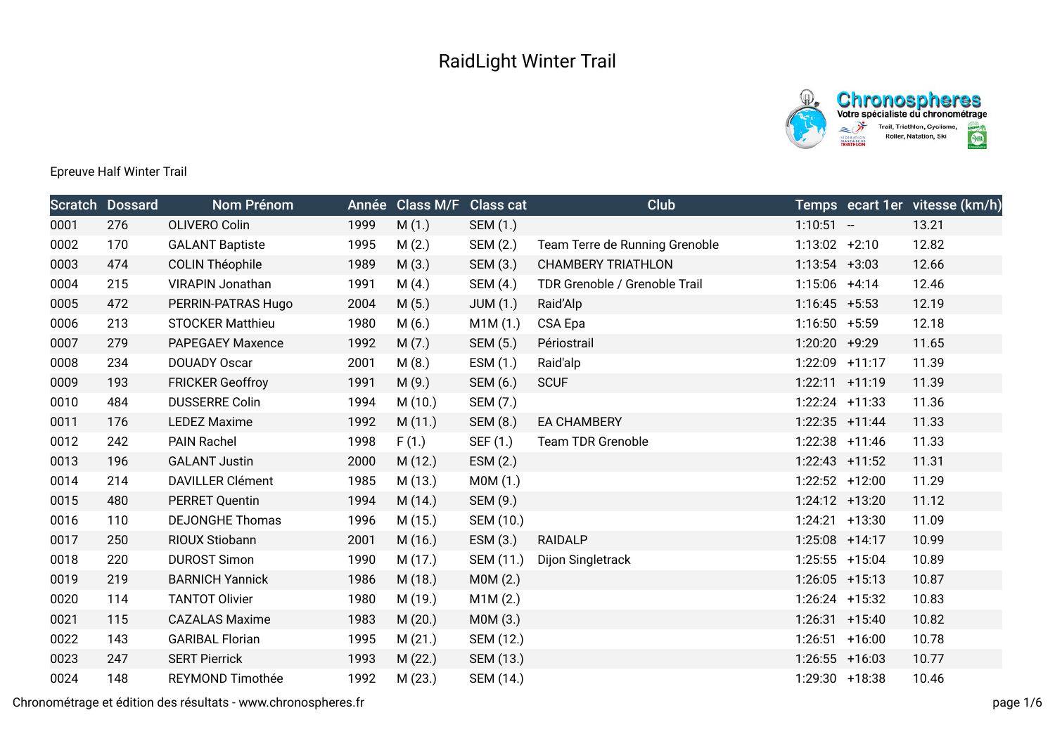# RaidLight Winter Trail

Epreuve Half Winter Trail

| Scratch | Dossard | Nom Prénom | Année | Class M/F | Class cat | Club | Temps | ecart 1er | vitesse (km/h) |
|---|---|---|---|---|---|---|---|---|---|
| 0001 | 276 | OLIVERO Colin | 1999 | M (1.) | SEM (1.) | | 1:10:51 | -- | 13.21 |
| 0002 | 170 | GALANT Baptiste | 1995 | M (2.) | SEM (2.) | Team Terre de Running Grenoble | 1:13:02 | +2:10 | 12.82 |
| 0003 | 474 | COLIN Théophile | 1989 | M (3.) | SEM (3.) | CHAMBERY TRIATHLON | 1:13:54 | +3:03 | 12.66 |
| 0004 | 215 | VIRAPIN Jonathan | 1991 | M (4.) | SEM (4.) | TDR Grenoble / Grenoble Trail | 1:15:06 | +4:14 | 12.46 |
| 0005 | 472 | PERRIN-PATRAS Hugo | 2004 | M (5.) | JUM (1.) | Raid'Alp | 1:16:45 | +5:53 | 12.19 |
| 0006 | 213 | STOCKER Matthieu | 1980 | M (6.) | M1M (1.) | CSA Epa | 1:16:50 | +5:59 | 12.18 |
| 0007 | 279 | PAPEGAEY Maxence | 1992 | M (7.) | SEM (5.) | Périostrail | 1:20:20 | +9:29 | 11.65 |
| 0008 | 234 | DOUADY Oscar | 2001 | M (8.) | ESM (1.) | Raid'alp | 1:22:09 | +11:17 | 11.39 |
| 0009 | 193 | FRICKER Geoffroy | 1991 | M (9.) | SEM (6.) | SCUF | 1:22:11 | +11:19 | 11.39 |
| 0010 | 484 | DUSSERRE Colin | 1994 | M (10.) | SEM (7.) | | 1:22:24 | +11:33 | 11.36 |
| 0011 | 176 | LEDEZ Maxime | 1992 | M (11.) | SEM (8.) | EA CHAMBERY | 1:22:35 | +11:44 | 11.33 |
| 0012 | 242 | PAIN Rachel | 1998 | F (1.) | SEF (1.) | Team TDR Grenoble | 1:22:38 | +11:46 | 11.33 |
| 0013 | 196 | GALANT Justin | 2000 | M (12.) | ESM (2.) | | 1:22:43 | +11:52 | 11.31 |
| 0014 | 214 | DAVILLER Clément | 1985 | M (13.) | M0M (1.) | | 1:22:52 | +12:00 | 11.29 |
| 0015 | 480 | PERRET Quentin | 1994 | M (14.) | SEM (9.) | | 1:24:12 | +13:20 | 11.12 |
| 0016 | 110 | DEJONGHE Thomas | 1996 | M (15.) | SEM (10.) | | 1:24:21 | +13:30 | 11.09 |
| 0017 | 250 | RIOUX Stiobann | 2001 | M (16.) | ESM (3.) | RAIDALP | 1:25:08 | +14:17 | 10.99 |
| 0018 | 220 | DUROST Simon | 1990 | M (17.) | SEM (11.) | Dijon Singletrack | 1:25:55 | +15:04 | 10.89 |
| 0019 | 219 | BARNICH Yannick | 1986 | M (18.) | M0M (2.) | | 1:26:05 | +15:13 | 10.87 |
| 0020 | 114 | TANTOT Olivier | 1980 | M (19.) | M1M (2.) | | 1:26:24 | +15:32 | 10.83 |
| 0021 | 115 | CAZALAS Maxime | 1983 | M (20.) | M0M (3.) | | 1:26:31 | +15:40 | 10.82 |
| 0022 | 143 | GARIBAL Florian | 1995 | M (21.) | SEM (12.) | | 1:26:51 | +16:00 | 10.78 |
| 0023 | 247 | SERT Pierrick | 1993 | M (22.) | SEM (13.) | | 1:26:55 | +16:03 | 10.77 |
| 0024 | 148 | REYMOND Timothée | 1992 | M (23.) | SEM (14.) | | 1:29:30 | +18:38 | 10.46 |

Chronométrage et édition des résultats - www.chronospheres.fr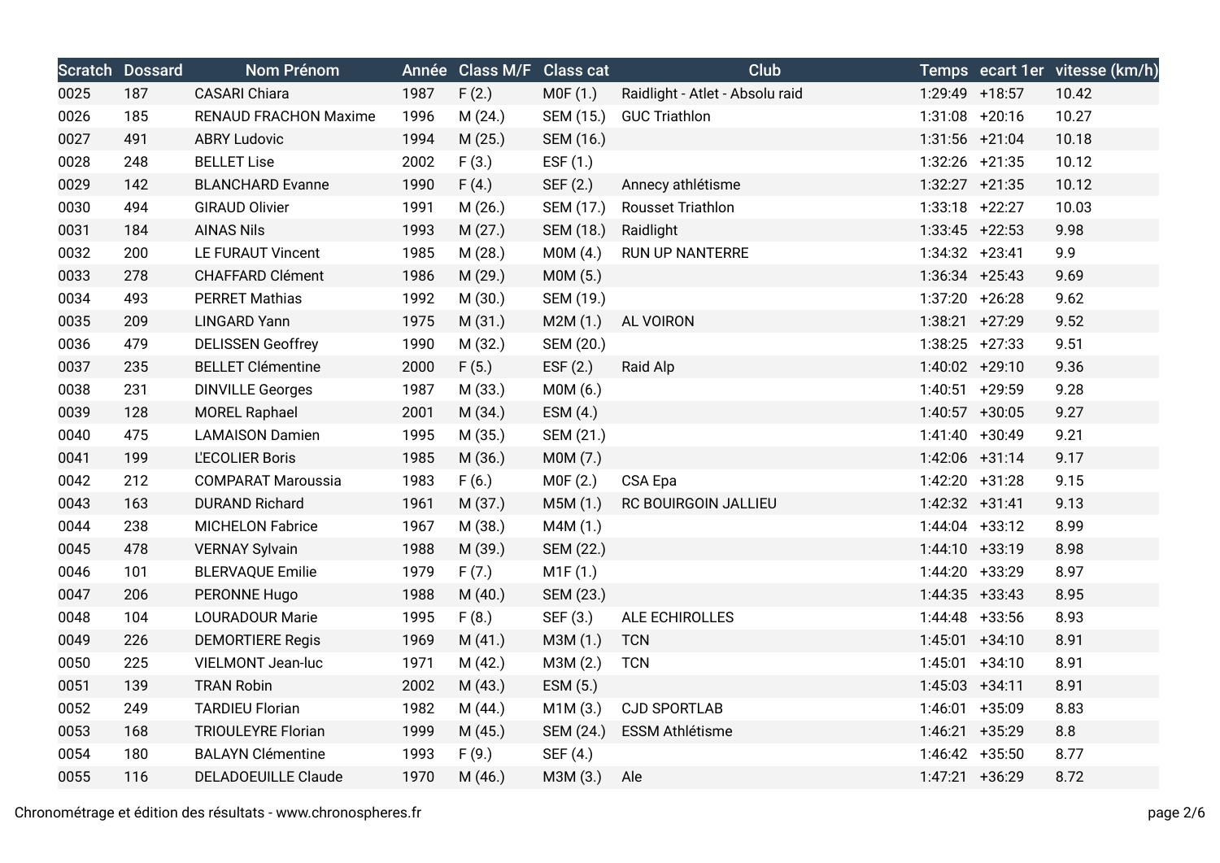| Scratch | Dossard | Nom Prénom | Année | Class M/F | Class cat | Club | Temps | ecart 1er | vitesse (km/h) |
|---|---|---|---|---|---|---|---|---|---|
| 0025 | 187 | CASARI Chiara | 1987 | F (2.) | M0F (1.) | Raidlight - Atlet - Absolu raid | 1:29:49 | +18:57 | 10.42 |
| 0026 | 185 | RENAUD FRACHON Maxime | 1996 | M (24.) | SEM (15.) | GUC Triathlon | 1:31:08 | +20:16 | 10.27 |
| 0027 | 491 | ABRY Ludovic | 1994 | M (25.) | SEM (16.) | | 1:31:56 | +21:04 | 10.18 |
| 0028 | 248 | BELLET Lise | 2002 | F (3.) | ESF (1.) | | 1:32:26 | +21:35 | 10.12 |
| 0029 | 142 | BLANCHARD Evanne | 1990 | F (4.) | SEF (2.) | Annecy athlétisme | 1:32:27 | +21:35 | 10.12 |
| 0030 | 494 | GIRAUD Olivier | 1991 | M (26.) | SEM (17.) | Rousset Triathlon | 1:33:18 | +22:27 | 10.03 |
| 0031 | 184 | AINAS Nils | 1993 | M (27.) | SEM (18.) | Raidlight | 1:33:45 | +22:53 | 9.98 |
| 0032 | 200 | LE FURAUT Vincent | 1985 | M (28.) | M0M (4.) | RUN UP NANTERRE | 1:34:32 | +23:41 | 9.9 |
| 0033 | 278 | CHAFFARD Clément | 1986 | M (29.) | M0M (5.) | | 1:36:34 | +25:43 | 9.69 |
| 0034 | 493 | PERRET Mathias | 1992 | M (30.) | SEM (19.) | | 1:37:20 | +26:28 | 9.62 |
| 0035 | 209 | LINGARD Yann | 1975 | M (31.) | M2M (1.) | AL VOIRON | 1:38:21 | +27:29 | 9.52 |
| 0036 | 479 | DELISSEN Geoffrey | 1990 | M (32.) | SEM (20.) | | 1:38:25 | +27:33 | 9.51 |
| 0037 | 235 | BELLET Clémentine | 2000 | F (5.) | ESF (2.) | Raid Alp | 1:40:02 | +29:10 | 9.36 |
| 0038 | 231 | DINVILLE Georges | 1987 | M (33.) | M0M (6.) | | 1:40:51 | +29:59 | 9.28 |
| 0039 | 128 | MOREL Raphael | 2001 | M (34.) | ESM (4.) | | 1:40:57 | +30:05 | 9.27 |
| 0040 | 475 | LAMAISON Damien | 1995 | M (35.) | SEM (21.) | | 1:41:40 | +30:49 | 9.21 |
| 0041 | 199 | L'ECOLIER Boris | 1985 | M (36.) | M0M (7.) | | 1:42:06 | +31:14 | 9.17 |
| 0042 | 212 | COMPARAT Maroussia | 1983 | F (6.) | M0F (2.) | CSA Epa | 1:42:20 | +31:28 | 9.15 |
| 0043 | 163 | DURAND Richard | 1961 | M (37.) | M5M (1.) | RC BOURGOIN JALLIEU | 1:42:32 | +31:41 | 9.13 |
| 0044 | 238 | MICHELON Fabrice | 1967 | M (38.) | M4M (1.) | | 1:44:04 | +33:12 | 8.99 |
| 0045 | 478 | VERNAY Sylvain | 1988 | M (39.) | SEM (22.) | | 1:44:10 | +33:19 | 8.98 |
| 0046 | 101 | BLERVAQUE Emilie | 1979 | F (7.) | M1F (1.) | | 1:44:20 | +33:29 | 8.97 |
| 0047 | 206 | PERONNE Hugo | 1988 | M (40.) | SEM (23.) | | 1:44:35 | +33:43 | 8.95 |
| 0048 | 104 | LOURADOUR Marie | 1995 | F (8.) | SEF (3.) | ALE ECHIROLLES | 1:44:48 | +33:56 | 8.93 |
| 0049 | 226 | DEMORTIERE Regis | 1969 | M (41.) | M3M (1.) | TCN | 1:45:01 | +34:10 | 8.91 |
| 0050 | 225 | VIELMONT Jean-luc | 1971 | M (42.) | M3M (2.) | TCN | 1:45:01 | +34:10 | 8.91 |
| 0051 | 139 | TRAN Robin | 2002 | M (43.) | ESM (5.) | | 1:45:03 | +34:11 | 8.91 |
| 0052 | 249 | TARDIEU Florian | 1982 | M (44.) | M1M (3.) | CJD SPORTLAB | 1:46:01 | +35:09 | 8.83 |
| 0053 | 168 | TRIOULEYRE Florian | 1999 | M (45.) | SEM (24.) | ESSM Athlétisme | 1:46:21 | +35:29 | 8.8 |
| 0054 | 180 | BALAYN Clémentine | 1993 | F (9.) | SEF (4.) | | 1:46:42 | +35:50 | 8.77 |
| 0055 | 116 | DELADOEUILLE Claude | 1970 | M (46.) | M3M (3.) | Ale | 1:47:21 | +36:29 | 8.72 |

Chronométrage et édition des résultats - www.chronospheres.fr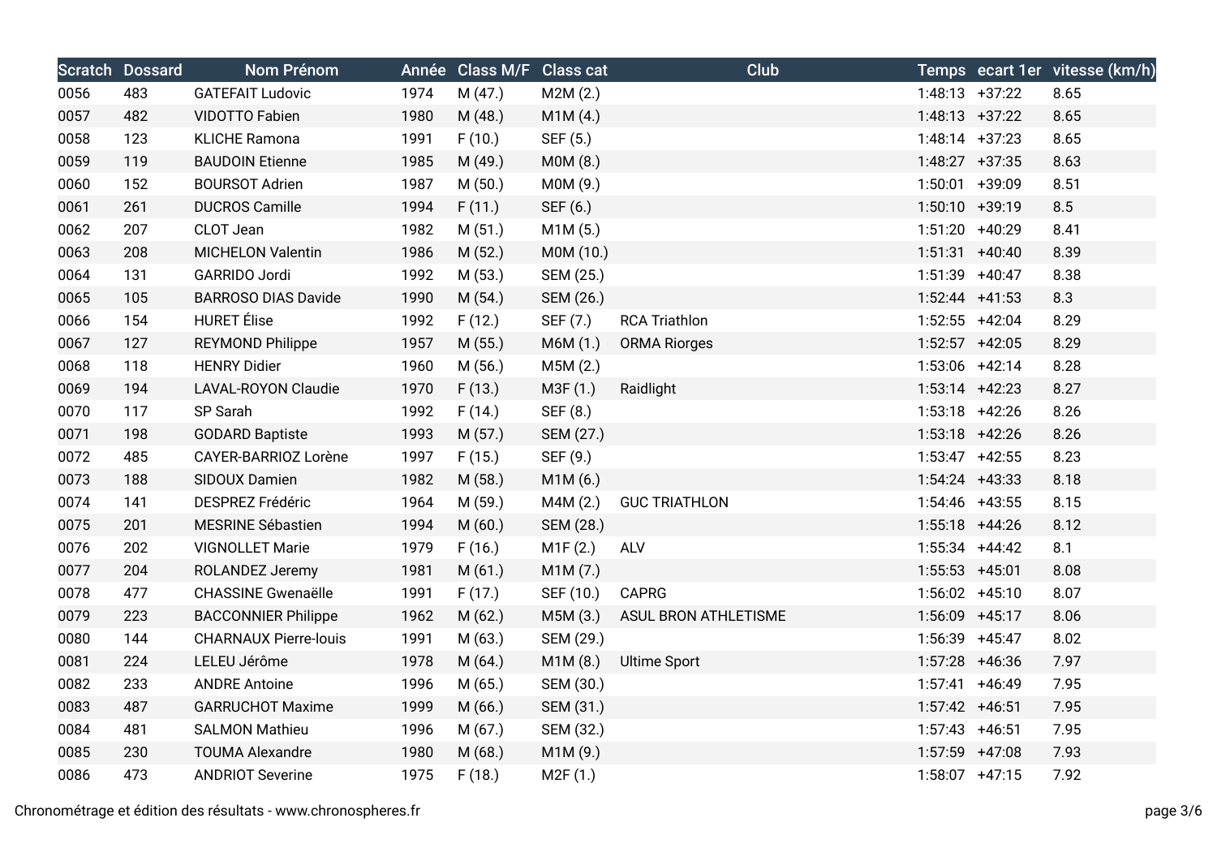| Scratch | Dossard | Nom Prénom | Année | Class M/F | Class cat | Club | Temps | ecart 1er | vitesse (km/h) |
|---|---|---|---|---|---|---|---|---|---|
| 0056 | 483 | GATEFAIT Ludovic | 1974 | M (47.) | M2M (2.) | | 1:48:13 | +37:22 | 8.65 |
| 0057 | 482 | VIDOTTO Fabien | 1980 | M (48.) | M1M (4.) | | 1:48:13 | +37:22 | 8.65 |
| 0058 | 123 | KLICHE Ramona | 1991 | F (10.) | SEF (5.) | | 1:48:14 | +37:23 | 8.65 |
| 0059 | 119 | BAUDOIN Etienne | 1985 | M (49.) | M0M (8.) | | 1:48:27 | +37:35 | 8.63 |
| 0060 | 152 | BOURSOT Adrien | 1987 | M (50.) | M0M (9.) | | 1:50:01 | +39:09 | 8.51 |
| 0061 | 261 | DUCROS Camille | 1994 | F (11.) | SEF (6.) | | 1:50:10 | +39:19 | 8.5 |
| 0062 | 207 | CLOT Jean | 1982 | M (51.) | M1M (5.) | | 1:51:20 | +40:29 | 8.41 |
| 0063 | 208 | MICHELON Valentin | 1986 | M (52.) | M0M (10.) | | 1:51:31 | +40:40 | 8.39 |
| 0064 | 131 | GARRIDO Jordi | 1992 | M (53.) | SEM (25.) | | 1:51:39 | +40:47 | 8.38 |
| 0065 | 105 | BARROSO DIAS Davide | 1990 | M (54.) | SEM (26.) | | 1:52:44 | +41:53 | 8.3 |
| 0066 | 154 | HURET Élise | 1992 | F (12.) | SEF (7.) | RCA Triathlon | 1:52:55 | +42:04 | 8.29 |
| 0067 | 127 | REYMOND Philippe | 1957 | M (55.) | M6M (1.) | ORMA Riorges | 1:52:57 | +42:05 | 8.29 |
| 0068 | 118 | HENRY Didier | 1960 | M (56.) | M5M (2.) | | 1:53:06 | +42:14 | 8.28 |
| 0069 | 194 | LAVAL-ROYON Claudie | 1970 | F (13.) | M3F (1.) | Raidlight | 1:53:14 | +42:23 | 8.27 |
| 0070 | 117 | SP Sarah | 1992 | F (14.) | SEF (8.) | | 1:53:18 | +42:26 | 8.26 |
| 0071 | 198 | GODARD Baptiste | 1993 | M (57.) | SEM (27.) | | 1:53:18 | +42:26 | 8.26 |
| 0072 | 485 | CAYER-BARRIOZ Lorène | 1997 | F (15.) | SEF (9.) | | 1:53:47 | +42:55 | 8.23 |
| 0073 | 188 | SIDOUX Damien | 1982 | M (58.) | M1M (6.) | | 1:54:24 | +43:33 | 8.18 |
| 0074 | 141 | DESPREZ Frédéric | 1964 | M (59.) | M4M (2.) | GUC TRIATHLON | 1:54:46 | +43:55 | 8.15 |
| 0075 | 201 | MESRINE Sébastien | 1994 | M (60.) | SEM (28.) | | 1:55:18 | +44:26 | 8.12 |
| 0076 | 202 | VIGNOLLET Marie | 1979 | F (16.) | M1F (2.) | ALV | 1:55:34 | +44:42 | 8.1 |
| 0077 | 204 | ROLANDEZ Jeremy | 1981 | M (61.) | M1M (7.) | | 1:55:53 | +45:01 | 8.08 |
| 0078 | 477 | CHASSINE Gwenaëlle | 1991 | F (17.) | SEF (10.) | CAPRG | 1:56:02 | +45:10 | 8.07 |
| 0079 | 223 | BACCONNIER Philippe | 1962 | M (62.) | M5M (3.) | ASUL BRON ATHLETISME | 1:56:09 | +45:17 | 8.06 |
| 0080 | 144 | CHARNAUX Pierre-louis | 1991 | M (63.) | SEM (29.) | | 1:56:39 | +45:47 | 8.02 |
| 0081 | 224 | LELEU Jérôme | 1978 | M (64.) | M1M (8.) | Ultime Sport | 1:57:28 | +46:36 | 7.97 |
| 0082 | 233 | ANDRE Antoine | 1996 | M (65.) | SEM (30.) | | 1:57:41 | +46:49 | 7.95 |
| 0083 | 487 | GARRUCHOT Maxime | 1999 | M (66.) | SEM (31.) | | 1:57:42 | +46:51 | 7.95 |
| 0084 | 481 | SALMON Mathieu | 1996 | M (67.) | SEM (32.) | | 1:57:43 | +46:51 | 7.95 |
| 0085 | 230 | TOUMA Alexandre | 1980 | M (68.) | M1M (9.) | | 1:57:59 | +47:08 | 7.93 |
| 0086 | 473 | ANDRIOT Severine | 1975 | F (18.) | M2F (1.) | | 1:58:07 | +47:15 | 7.92 |

Chronométrage et édition des résultats - www.chronospheres.fr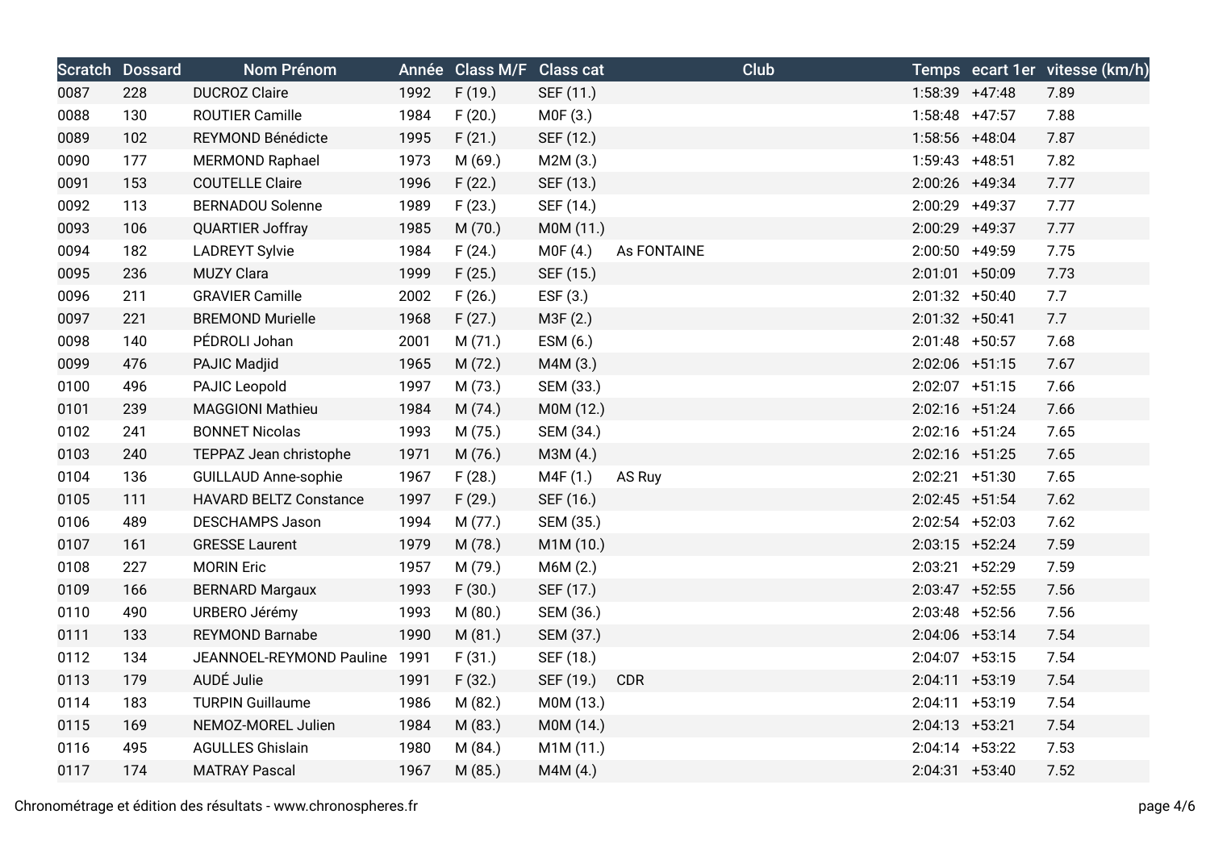| Scratch | Dossard | Nom Prénom | Année | Class M/F | Class cat | Club | Temps | ecart 1er | vitesse (km/h) |
|---|---|---|---|---|---|---|---|---|---|
| 0087 | 228 | DUCROZ Claire | 1992 | F (19.) | SEF (11.) | | 1:58:39 | +47:48 | 7.89 |
| 0088 | 130 | ROUTIER Camille | 1984 | F (20.) | M0F (3.) | | 1:58:48 | +47:57 | 7.88 |
| 0089 | 102 | REYMOND Bénédicte | 1995 | F (21.) | SEF (12.) | | 1:58:56 | +48:04 | 7.87 |
| 0090 | 177 | MERMOND Raphael | 1973 | M (69.) | M2M (3.) | | 1:59:43 | +48:51 | 7.82 |
| 0091 | 153 | COUTELLE Claire | 1996 | F (22.) | SEF (13.) | | 2:00:26 | +49:34 | 7.77 |
| 0092 | 113 | BERNADOU Solenne | 1989 | F (23.) | SEF (14.) | | 2:00:29 | +49:37 | 7.77 |
| 0093 | 106 | QUARTIER Joffray | 1985 | M (70.) | M0M (11.) | | 2:00:29 | +49:37 | 7.77 |
| 0094 | 182 | LADREYT Sylvie | 1984 | F (24.) | M0F (4.) | As FONTAINE | 2:00:50 | +49:59 | 7.75 |
| 0095 | 236 | MUZY Clara | 1999 | F (25.) | SEF (15.) | | 2:01:01 | +50:09 | 7.73 |
| 0096 | 211 | GRAVIER Camille | 2002 | F (26.) | ESF (3.) | | 2:01:32 | +50:40 | 7.7 |
| 0097 | 221 | BREMOND Murielle | 1968 | F (27.) | M3F (2.) | | 2:01:32 | +50:41 | 7.7 |
| 0098 | 140 | PÉDROLI Johan | 2001 | M (71.) | ESM (6.) | | 2:01:48 | +50:57 | 7.68 |
| 0099 | 476 | PAJIC Madjid | 1965 | M (72.) | M4M (3.) | | 2:02:06 | +51:15 | 7.67 |
| 0100 | 496 | PAJIC Leopold | 1997 | M (73.) | SEM (33.) | | 2:02:07 | +51:15 | 7.66 |
| 0101 | 239 | MAGGIONI Mathieu | 1984 | M (74.) | M0M (12.) | | 2:02:16 | +51:24 | 7.66 |
| 0102 | 241 | BONNET Nicolas | 1993 | M (75.) | SEM (34.) | | 2:02:16 | +51:24 | 7.65 |
| 0103 | 240 | TEPPAZ Jean christophe | 1971 | M (76.) | M3M (4.) | | 2:02:16 | +51:25 | 7.65 |
| 0104 | 136 | GUILLAUD Anne-sophie | 1967 | F (28.) | M4F (1.) | AS Ruy | 2:02:21 | +51:30 | 7.65 |
| 0105 | 111 | HAVARD BELTZ Constance | 1997 | F (29.) | SEF (16.) | | 2:02:45 | +51:54 | 7.62 |
| 0106 | 489 | DESCHAMPS Jason | 1994 | M (77.) | SEM (35.) | | 2:02:54 | +52:03 | 7.62 |
| 0107 | 161 | GRESSE Laurent | 1979 | M (78.) | M1M (10.) | | 2:03:15 | +52:24 | 7.59 |
| 0108 | 227 | MORIN Eric | 1957 | M (79.) | M6M (2.) | | 2:03:21 | +52:29 | 7.59 |
| 0109 | 166 | BERNARD Margaux | 1993 | F (30.) | SEF (17.) | | 2:03:47 | +52:55 | 7.56 |
| 0110 | 490 | URBERO Jérémy | 1993 | M (80.) | SEM (36.) | | 2:03:48 | +52:56 | 7.56 |
| 0111 | 133 | REYMOND Barnabe | 1990 | M (81.) | SEM (37.) | | 2:04:06 | +53:14 | 7.54 |
| 0112 | 134 | JEANNOEL-REYMOND Pauline | 1991 | F (31.) | SEF (18.) | | 2:04:07 | +53:15 | 7.54 |
| 0113 | 179 | AUDÉ Julie | 1991 | F (32.) | SEF (19.) | CDR | 2:04:11 | +53:19 | 7.54 |
| 0114 | 183 | TURPIN Guillaume | 1986 | M (82.) | M0M (13.) | | 2:04:11 | +53:19 | 7.54 |
| 0115 | 169 | NEMOZ-MOREL Julien | 1984 | M (83.) | M0M (14.) | | 2:04:13 | +53:21 | 7.54 |
| 0116 | 495 | AGULLES Ghislain | 1980 | M (84.) | M1M (11.) | | 2:04:14 | +53:22 | 7.53 |
| 0117 | 174 | MATRAY Pascal | 1967 | M (85.) | M4M (4.) | | 2:04:31 | +53:40 | 7.52 |

Chronométrage et édition des résultats - www.chronospheres.fr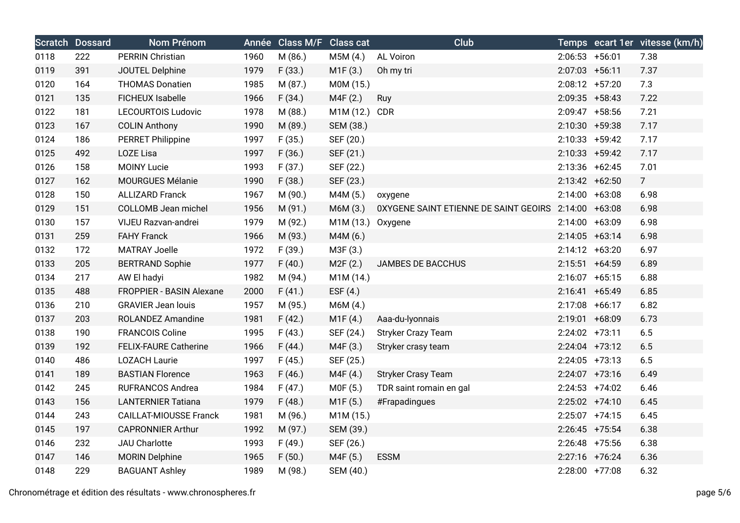| Scratch | Dossard | Nom Prénom | Année | Class M/F | Class cat | Club | Temps | ecart 1er | vitesse (km/h) |
|---|---|---|---|---|---|---|---|---|---|
| 0118 | 222 | PERRIN Christian | 1960 | M (86.) | M5M (4.) | AL Voiron | 2:06:53 | +56:01 | 7.38 |
| 0119 | 391 | JOUTEL Delphine | 1979 | F (33.) | M1F (3.) | Oh my tri | 2:07:03 | +56:11 | 7.37 |
| 0120 | 164 | THOMAS Donatien | 1985 | M (87.) | M0M (15.) | | 2:08:12 | +57:20 | 7.3 |
| 0121 | 135 | FICHEUX Isabelle | 1966 | F (34.) | M4F (2.) | Ruy | 2:09:35 | +58:43 | 7.22 |
| 0122 | 181 | LECOURTOIS Ludovic | 1978 | M (88.) | M1M (12.) | CDR | 2:09:47 | +58:56 | 7.21 |
| 0123 | 167 | COLIN Anthony | 1990 | M (89.) | SEM (38.) | | 2:10:30 | +59:38 | 7.17 |
| 0124 | 186 | PERRET Philippine | 1997 | F (35.) | SEF (20.) | | 2:10:33 | +59:42 | 7.17 |
| 0125 | 492 | LOZE Lisa | 1997 | F (36.) | SEF (21.) | | 2:10:33 | +59:42 | 7.17 |
| 0126 | 158 | MOINY Lucie | 1993 | F (37.) | SEF (22.) | | 2:13:36 | +62:45 | 7.01 |
| 0127 | 162 | MOURGUES Mélanie | 1990 | F (38.) | SEF (23.) | | 2:13:42 | +62:50 | 7 |
| 0128 | 150 | ALLIZARD Franck | 1967 | M (90.) | M4M (5.) | oxygene | 2:14:00 | +63:08 | 6.98 |
| 0129 | 151 | COLLOMB Jean michel | 1956 | M (91.) | M6M (3.) | 0XYGENE SAINT ETIENNE DE SAINT GEOIRS | 2:14:00 | +63:08 | 6.98 |
| 0130 | 157 | VIJEU Razvan-andrei | 1979 | M (92.) | M1M (13.) | Oxygene | 2:14:00 | +63:09 | 6.98 |
| 0131 | 259 | FAHY Franck | 1966 | M (93.) | M4M (6.) | | 2:14:05 | +63:14 | 6.98 |
| 0132 | 172 | MATRAY Joelle | 1972 | F (39.) | M3F (3.) | | 2:14:12 | +63:20 | 6.97 |
| 0133 | 205 | BERTRAND Sophie | 1977 | F (40.) | M2F (2.) | JAMBES DE BACCHUS | 2:15:51 | +64:59 | 6.89 |
| 0134 | 217 | AW El hadyi | 1982 | M (94.) | M1M (14.) | | 2:16:07 | +65:15 | 6.88 |
| 0135 | 488 | FROPPIER - BASIN Alexane | 2000 | F (41.) | ESF (4.) | | 2:16:41 | +65:49 | 6.85 |
| 0136 | 210 | GRAVIER Jean louis | 1957 | M (95.) | M6M (4.) | | 2:17:08 | +66:17 | 6.82 |
| 0137 | 203 | ROLANDEZ Amandine | 1981 | F (42.) | M1F (4.) | Aaa-du-lyonnais | 2:19:01 | +68:09 | 6.73 |
| 0138 | 190 | FRANCOIS Coline | 1995 | F (43.) | SEF (24.) | Stryker Crazy Team | 2:24:02 | +73:11 | 6.5 |
| 0139 | 192 | FELIX-FAURE Catherine | 1966 | F (44.) | M4F (3.) | Stryker crasy team | 2:24:04 | +73:12 | 6.5 |
| 0140 | 486 | LOZACH Laurie | 1997 | F (45.) | SEF (25.) | | 2:24:05 | +73:13 | 6.5 |
| 0141 | 189 | BASTIAN Florence | 1963 | F (46.) | M4F (4.) | Stryker Crasy Team | 2:24:07 | +73:16 | 6.49 |
| 0142 | 245 | RUFRANCOS Andrea | 1984 | F (47.) | M0F (5.) | TDR saint romain en gal | 2:24:53 | +74:02 | 6.46 |
| 0143 | 156 | LANTERNIER Tatiana | 1979 | F (48.) | M1F (5.) | #Frapadingues | 2:25:02 | +74:10 | 6.45 |
| 0144 | 243 | CAILLAT-MIOUSSE Franck | 1981 | M (96.) | M1M (15.) | | 2:25:07 | +74:15 | 6.45 |
| 0145 | 197 | CAPRONNIER Arthur | 1992 | M (97.) | SEM (39.) | | 2:26:45 | +75:54 | 6.38 |
| 0146 | 232 | JAU Charlotte | 1993 | F (49.) | SEF (26.) | | 2:26:48 | +75:56 | 6.38 |
| 0147 | 146 | MORIN Delphine | 1965 | F (50.) | M4F (5.) | ESSM | 2:27:16 | +76:24 | 6.36 |
| 0148 | 229 | BAGUANT Ashley | 1989 | M (98.) | SEM (40.) | | 2:28:00 | +77:08 | 6.32 |

Chronométrage et édition des résultats - www.chronospheres.fr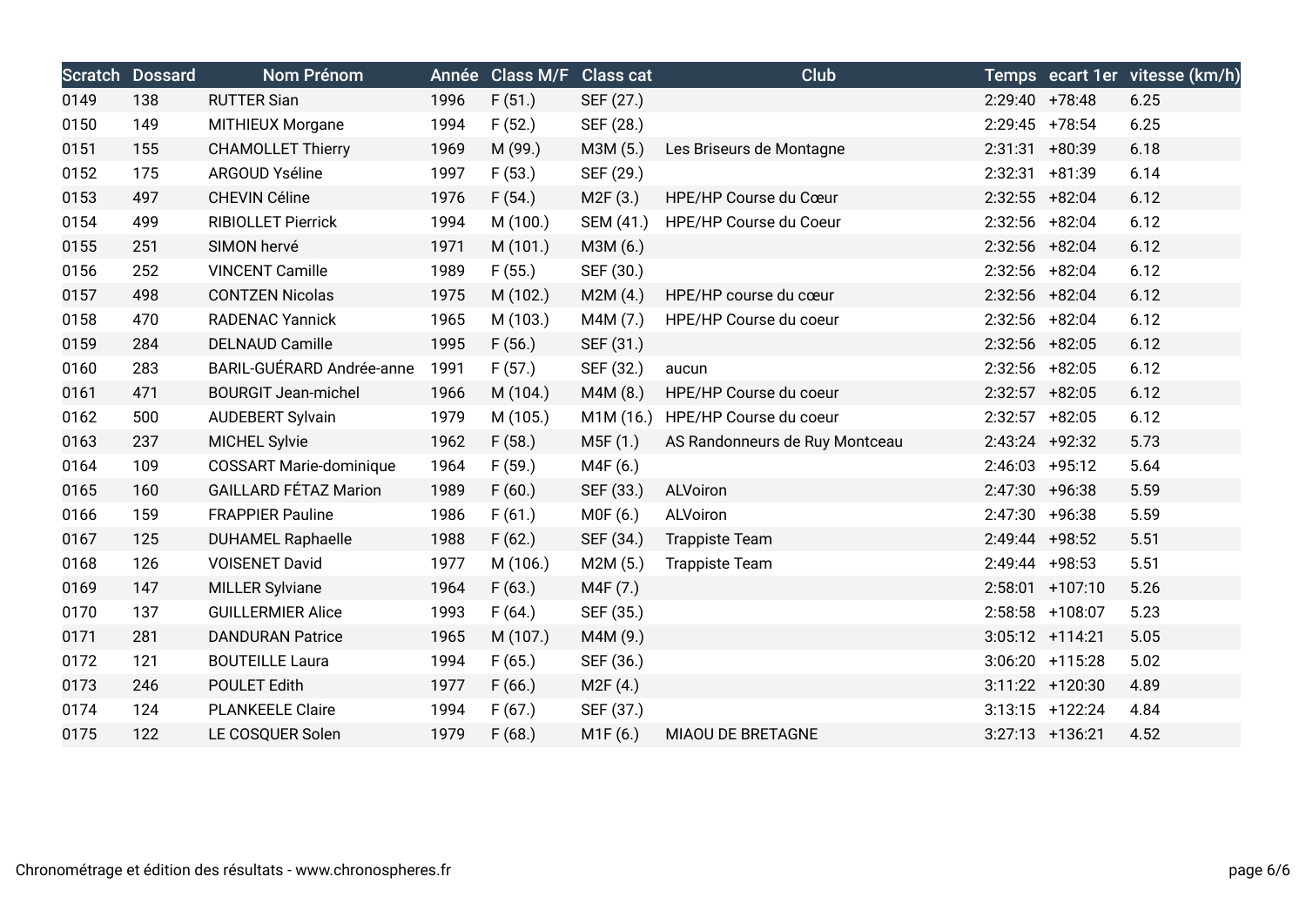| Scratch | Dossard | Nom Prénom | Année | Class M/F | Class cat | Club | Temps | ecart 1er | vitesse (km/h) |
|---|---|---|---|---|---|---|---|---|---|
| 0149 | 138 | RUTTER Sian | 1996 | F (51.) | SEF (27.) | | 2:29:40 | +78:48 | 6.25 |
| 0150 | 149 | MITHIEUX Morgane | 1994 | F (52.) | SEF (28.) | | 2:29:45 | +78:54 | 6.25 |
| 0151 | 155 | CHAMOLLET Thierry | 1969 | M (99.) | M3M (5.) | Les Briseurs de Montagne | 2:31:31 | +80:39 | 6.18 |
| 0152 | 175 | ARGOUD Ysé­line | 1997 | F (53.) | SEF (29.) | | 2:32:31 | +81:39 | 6.14 |
| 0153 | 497 | CHEVIN Céline | 1976 | F (54.) | M2F (3.) | HPE/HP Course du Cœur | 2:32:55 | +82:04 | 6.12 |
| 0154 | 499 | RIBIOLLET Pierrick | 1994 | M (100.) | SEM (41.) | HPE/HP Course du Coeur | 2:32:56 | +82:04 | 6.12 |
| 0155 | 251 | SIMON hervé | 1971 | M (101.) | M3M (6.) | | 2:32:56 | +82:04 | 6.12 |
| 0156 | 252 | VINCENT Camille | 1989 | F (55.) | SEF (30.) | | 2:32:56 | +82:04 | 6.12 |
| 0157 | 498 | CONTZEN Nicolas | 1975 | M (102.) | M2M (4.) | HPE/HP course du cœur | 2:32:56 | +82:04 | 6.12 |
| 0158 | 470 | RADENAC Yannick | 1965 | M (103.) | M4M (7.) | HPE/HP Course du coeur | 2:32:56 | +82:04 | 6.12 |
| 0159 | 284 | DELNAUD Camille | 1995 | F (56.) | SEF (31.) | | 2:32:56 | +82:05 | 6.12 |
| 0160 | 283 | BARIL-GUÉRARD Andrée-anne | 1991 | F (57.) | SEF (32.) | aucun | 2:32:56 | +82:05 | 6.12 |
| 0161 | 471 | BOURGIT Jean-michel | 1966 | M (104.) | M4M (8.) | HPE/HP Course du coeur | 2:32:57 | +82:05 | 6.12 |
| 0162 | 500 | AUDEBERT Sylvain | 1979 | M (105.) | M1M (16.) | HPE/HP Course du coeur | 2:32:57 | +82:05 | 6.12 |
| 0163 | 237 | MICHEL Sylvie | 1962 | F (58.) | M5F (1.) | AS Randonneurs de Ruy Montceau | 2:43:24 | +92:32 | 5.73 |
| 0164 | 109 | COSSART Marie-dominique | 1964 | F (59.) | M4F (6.) | | 2:46:03 | +95:12 | 5.64 |
| 0165 | 160 | GAILLARD FÉTAZ Marion | 1989 | F (60.) | SEF (33.) | ALVoiron | 2:47:30 | +96:38 | 5.59 |
| 0166 | 159 | FRAPPIER Pauline | 1986 | F (61.) | M0F (6.) | ALVoiron | 2:47:30 | +96:38 | 5.59 |
| 0167 | 125 | DUHAMEL Raphaelle | 1988 | F (62.) | SEF (34.) | Trappiste Team | 2:49:44 | +98:52 | 5.51 |
| 0168 | 126 | VOISENET David | 1977 | M (106.) | M2M (5.) | Trappiste Team | 2:49:44 | +98:53 | 5.51 |
| 0169 | 147 | MILLER Sylviane | 1964 | F (63.) | M4F (7.) | | 2:58:01 | +107:10 | 5.26 |
| 0170 | 137 | GUILLERMIER Alice | 1993 | F (64.) | SEF (35.) | | 2:58:58 | +108:07 | 5.23 |
| 0171 | 281 | DANDURAN Patrice | 1965 | M (107.) | M4M (9.) | | 3:05:12 | +114:21 | 5.05 |
| 0172 | 121 | BOUTEILLE Laura | 1994 | F (65.) | SEF (36.) | | 3:06:20 | +115:28 | 5.02 |
| 0173 | 246 | POULET Edith | 1977 | F (66.) | M2F (4.) | | 3:11:22 | +120:30 | 4.89 |
| 0174 | 124 | PLANKEELE Claire | 1994 | F (67.) | SEF (37.) | | 3:13:15 | +122:24 | 4.84 |
| 0175 | 122 | LE COSQUER Solen | 1979 | F (68.) | M1F (6.) | MIAOU DE BRETAGNE | 3:27:13 | +136:21 | 4.52 |

Chronométrage et édition des résultats - www.chronospheres.fr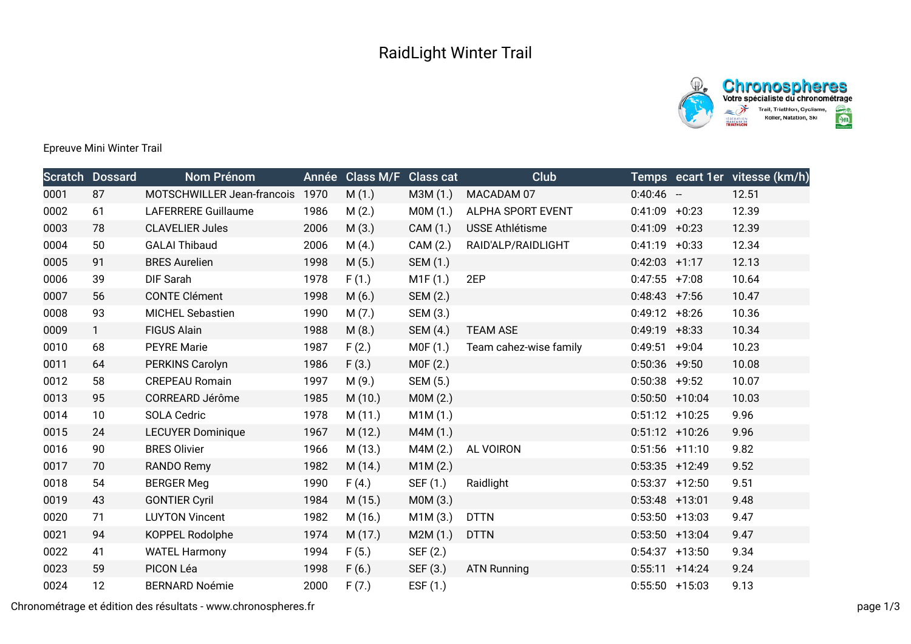# RaidLight Winter Trail

Epreuve Mini Winter Trail

| Scratch | Dossard | Nom Prénom | Année | Class M/F | Class cat | Club | Temps | ecart 1er | vitesse (km/h) |
|---|---|---|---|---|---|---|---|---|---|
| 0001 | 87 | MOTSCHWILLER Jean-francois | 1970 | M (1.) | M3M (1.) | MACADAM 07 | 0:40:46 | -- | 12.51 |
| 0002 | 61 | LAFERRERE Guillaume | 1986 | M (2.) | M0M (1.) | ALPHA SPORT EVENT | 0:41:09 | +0:23 | 12.39 |
| 0003 | 78 | CLAVELIER Jules | 2006 | M (3.) | CAM (1.) | USSE Athlétisme | 0:41:09 | +0:23 | 12.39 |
| 0004 | 50 | GALAI Thibaud | 2006 | M (4.) | CAM (2.) | RAID'ALP/RAIDLIGHT | 0:41:19 | +0:33 | 12.34 |
| 0005 | 91 | BRES Aurelien | 1998 | M (5.) | SEM (1.) | | 0:42:03 | +1:17 | 12.13 |
| 0006 | 39 | DIF Sarah | 1978 | F (1.) | M1F (1.) | 2EP | 0:47:55 | +7:08 | 10.64 |
| 0007 | 56 | CONTE Clément | 1998 | M (6.) | SEM (2.) | | 0:48:43 | +7:56 | 10.47 |
| 0008 | 93 | MICHEL Sebastien | 1990 | M (7.) | SEM (3.) | | 0:49:12 | +8:26 | 10.36 |
| 0009 | 1 | FIGUS Alain | 1988 | M (8.) | SEM (4.) | TEAM ASE | 0:49:19 | +8:33 | 10.34 |
| 0010 | 68 | PEYRE Marie | 1987 | F (2.) | M0F (1.) | Team cahez-wise family | 0:49:51 | +9:04 | 10.23 |
| 0011 | 64 | PERKINS Carolyn | 1986 | F (3.) | M0F (2.) | | 0:50:36 | +9:50 | 10.08 |
| 0012 | 58 | CREPEAU Romain | 1997 | M (9.) | SEM (5.) | | 0:50:38 | +9:52 | 10.07 |
| 0013 | 95 | CORREARD Jérôme | 1985 | M (10.) | M0M (2.) | | 0:50:50 | +10:04 | 10.03 |
| 0014 | 10 | SOLA Cedric | 1978 | M (11.) | M1M (1.) | | 0:51:12 | +10:25 | 9.96 |
| 0015 | 24 | LECUYER Dominique | 1967 | M (12.) | M4M (1.) | | 0:51:12 | +10:26 | 9.96 |
| 0016 | 90 | BRES Olivier | 1966 | M (13.) | M4M (2.) | AL VOIRON | 0:51:56 | +11:10 | 9.82 |
| 0017 | 70 | RANDO Remy | 1982 | M (14.) | M1M (2.) | | 0:53:35 | +12:49 | 9.52 |
| 0018 | 54 | BERGER Meg | 1990 | F (4.) | SEF (1.) | Raidlight | 0:53:37 | +12:50 | 9.51 |
| 0019 | 43 | GONTIER Cyril | 1984 | M (15.) | M0M (3.) | | 0:53:48 | +13:01 | 9.48 |
| 0020 | 71 | LUYTON Vincent | 1982 | M (16.) | M1M (3.) | DTTN | 0:53:50 | +13:03 | 9.47 |
| 0021 | 94 | KOPPEL Rodolphe | 1974 | M (17.) | M2M (1.) | DTTN | 0:53:50 | +13:04 | 9.47 |
| 0022 | 41 | WATEL Harmony | 1994 | F (5.) | SEF (2.) | | 0:54:37 | +13:50 | 9.34 |
| 0023 | 59 | PICON Léa | 1998 | F (6.) | SEF (3.) | ATN Running | 0:55:11 | +14:24 | 9.24 |
| 0024 | 12 | BERNARD Noémie | 2000 | F (7.) | ESF (1.) | | 0:55:50 | +15:03 | 9.13 |

Chronométrage et édition des résultats - www.chronospheres.fr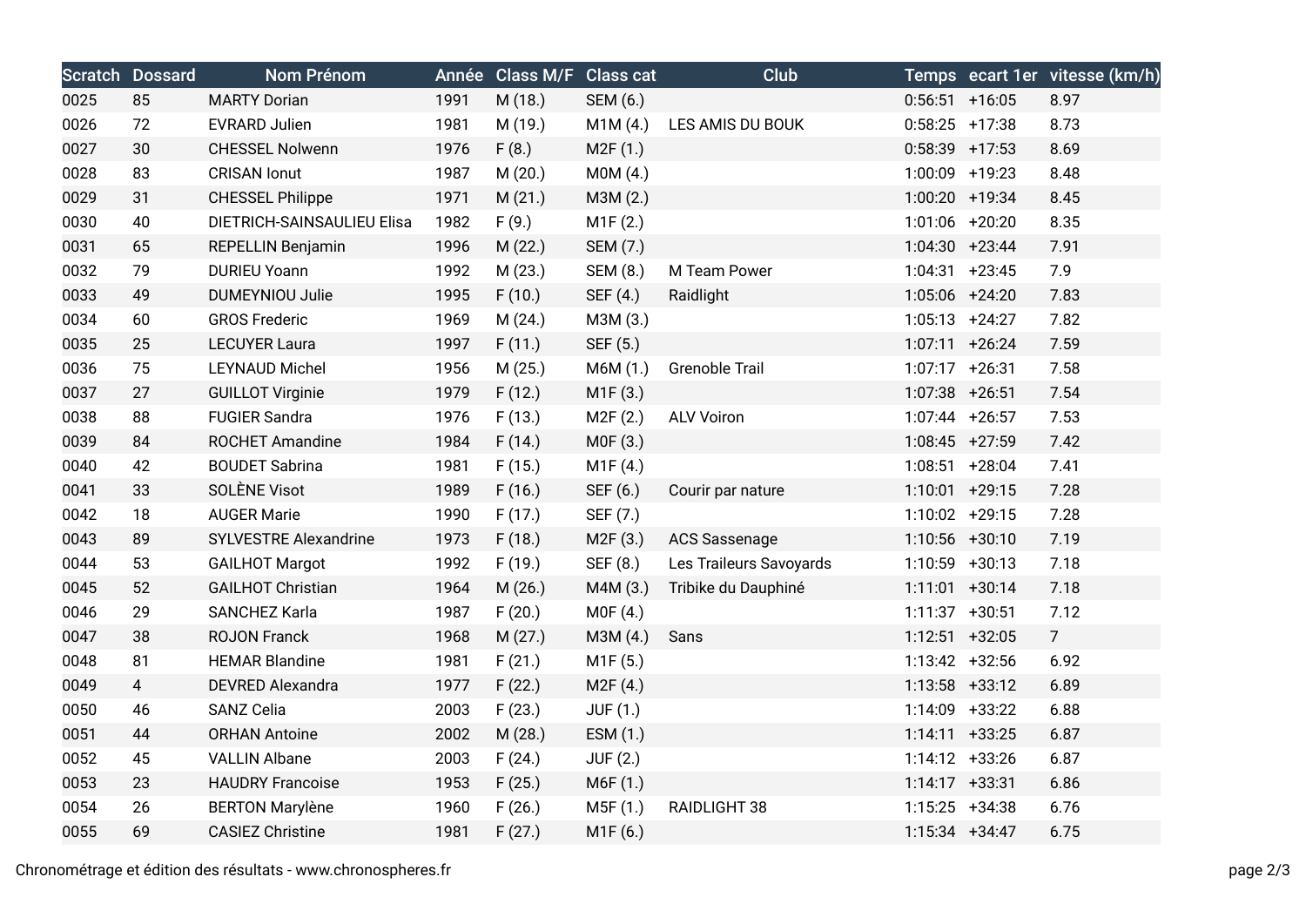| Scratch | Dossard | Nom Prénom | Année | Class M/F | Class cat | Club | Temps | ecart 1er | vitesse (km/h) |
|---|---|---|---|---|---|---|---|---|---|
| 0025 | 85 | MARTY Dorian | 1991 | M (18.) | SEM (6.) | | 0:56:51 | +16:05 | 8.97 |
| 0026 | 72 | EVRARD Julien | 1981 | M (19.) | M1M (4.) | LES AMIS DU BOUK | 0:58:25 | +17:38 | 8.73 |
| 0027 | 30 | CHESSEL Nolwenn | 1976 | F (8.) | M2F (1.) | | 0:58:39 | +17:53 | 8.69 |
| 0028 | 83 | CRISAN Ionut | 1987 | M (20.) | M0M (4.) | | 1:00:09 | +19:23 | 8.48 |
| 0029 | 31 | CHESSEL Philippe | 1971 | M (21.) | M3M (2.) | | 1:00:20 | +19:34 | 8.45 |
| 0030 | 40 | DIETRICH-SAINSAULIEU Elisa | 1982 | F (9.) | M1F (2.) | | 1:01:06 | +20:20 | 8.35 |
| 0031 | 65 | REPELLIN Benjamin | 1996 | M (22.) | SEM (7.) | | 1:04:30 | +23:44 | 7.91 |
| 0032 | 79 | DURIEU Yoann | 1992 | M (23.) | SEM (8.) | M Team Power | 1:04:31 | +23:45 | 7.9 |
| 0033 | 49 | DUMEYNIOU Julie | 1995 | F (10.) | SEF (4.) | Raidlight | 1:05:06 | +24:20 | 7.83 |
| 0034 | 60 | GROS Frederic | 1969 | M (24.) | M3M (3.) | | 1:05:13 | +24:27 | 7.82 |
| 0035 | 25 | LECUYER Laura | 1997 | F (11.) | SEF (5.) | | 1:07:11 | +26:24 | 7.59 |
| 0036 | 75 | LEYNAUD Michel | 1956 | M (25.) | M6M (1.) | Grenoble Trail | 1:07:17 | +26:31 | 7.58 |
| 0037 | 27 | GUILLOT Virginie | 1979 | F (12.) | M1F (3.) | | 1:07:38 | +26:51 | 7.54 |
| 0038 | 88 | FUGIER Sandra | 1976 | F (13.) | M2F (2.) | ALV Voiron | 1:07:44 | +26:57 | 7.53 |
| 0039 | 84 | ROCHET Amandine | 1984 | F (14.) | M0F (3.) | | 1:08:45 | +27:59 | 7.42 |
| 0040 | 42 | BOUDET Sabrina | 1981 | F (15.) | M1F (4.) | | 1:08:51 | +28:04 | 7.41 |
| 0041 | 33 | SOLÈNE Visot | 1989 | F (16.) | SEF (6.) | Courir par nature | 1:10:01 | +29:15 | 7.28 |
| 0042 | 18 | AUGER Marie | 1990 | F (17.) | SEF (7.) | | 1:10:02 | +29:15 | 7.28 |
| 0043 | 89 | SYLVESTRE Alexandrine | 1973 | F (18.) | M2F (3.) | ACS Sassenage | 1:10:56 | +30:10 | 7.19 |
| 0044 | 53 | GAILHOT Margot | 1992 | F (19.) | SEF (8.) | Les Traileurs Savoyards | 1:10:59 | +30:13 | 7.18 |
| 0045 | 52 | GAILHOT Christian | 1964 | M (26.) | M4M (3.) | Tribike du Dauphiné | 1:11:01 | +30:14 | 7.18 |
| 0046 | 29 | SANCHEZ Karla | 1987 | F (20.) | M0F (4.) | | 1:11:37 | +30:51 | 7.12 |
| 0047 | 38 | ROJON Franck | 1968 | M (27.) | M3M (4.) | Sans | 1:12:51 | +32:05 | 7 |
| 0048 | 81 | HEMAR Blandine | 1981 | F (21.) | M1F (5.) | | 1:13:42 | +32:56 | 6.92 |
| 0049 | 4 | DEVRED Alexandra | 1977 | F (22.) | M2F (4.) | | 1:13:58 | +33:12 | 6.89 |
| 0050 | 46 | SANZ Celia | 2003 | F (23.) | JUF (1.) | | 1:14:09 | +33:22 | 6.88 |
| 0051 | 44 | ORHAN Antoine | 2002 | M (28.) | ESM (1.) | | 1:14:11 | +33:25 | 6.87 |
| 0052 | 45 | VALLIN Albane | 2003 | F (24.) | JUF (2.) | | 1:14:12 | +33:26 | 6.87 |
| 0053 | 23 | HAUDRY Francoise | 1953 | F (25.) | M6F (1.) | | 1:14:17 | +33:31 | 6.86 |
| 0054 | 26 | BERTON Marylène | 1960 | F (26.) | M5F (1.) | RAIDLIGHT 38 | 1:15:25 | +34:38 | 6.76 |
| 0055 | 69 | CASIEZ Christine | 1981 | F (27.) | M1F (6.) | | 1:15:34 | +34:47 | 6.75 |

Chronométrage et édition des résultats - www.chronospheres.fr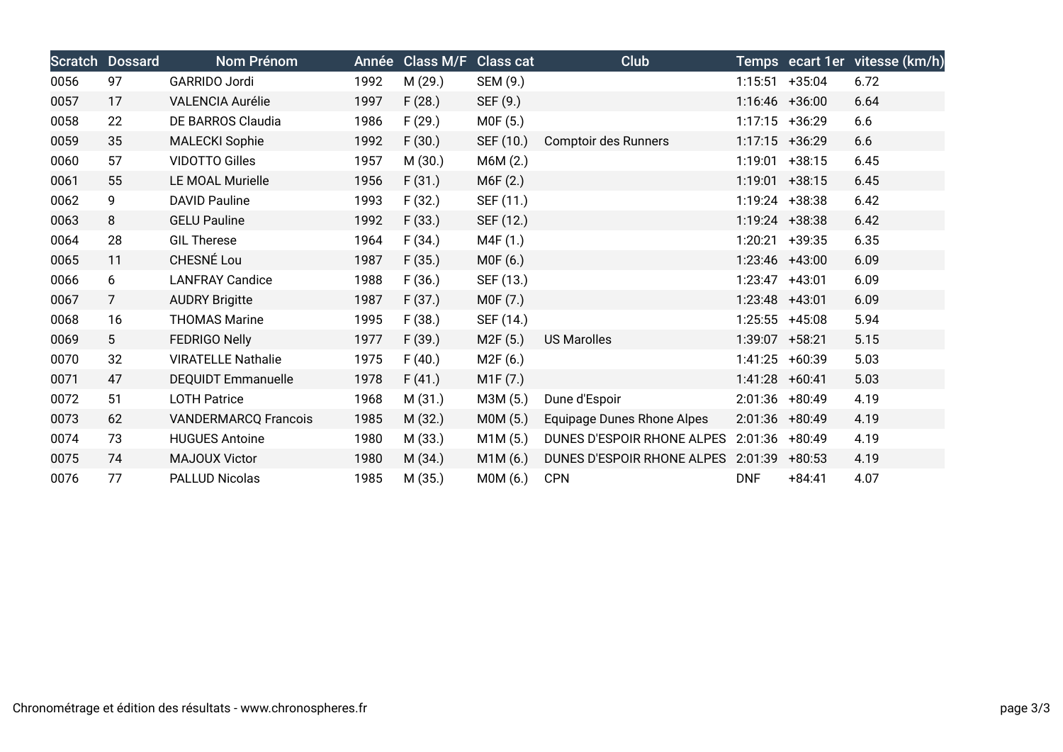| Scratch | Dossard | Nom Prénom | Année | Class M/F | Class cat | Club | Temps | ecart 1er | vitesse (km/h) |
|---|---|---|---|---|---|---|---|---|---|
| 0056 | 97 | GARRIDO Jordi | 1992 | M (29.) | SEM (9.) | | 1:15:51 | +35:04 | 6.72 |
| 0057 | 17 | VALENCIA Aurélie | 1997 | F (28.) | SEF (9.) | | 1:16:46 | +36:00 | 6.64 |
| 0058 | 22 | DE BARROS Claudia | 1986 | F (29.) | M0F (5.) | | 1:17:15 | +36:29 | 6.6 |
| 0059 | 35 | MALECKI Sophie | 1992 | F (30.) | SEF (10.) | Comptoir des Runners | 1:17:15 | +36:29 | 6.6 |
| 0060 | 57 | VIDOTTO Gilles | 1957 | M (30.) | M6M (2.) | | 1:19:01 | +38:15 | 6.45 |
| 0061 | 55 | LE MOAL Murielle | 1956 | F (31.) | M6F (2.) | | 1:19:01 | +38:15 | 6.45 |
| 0062 | 9 | DAVID Pauline | 1993 | F (32.) | SEF (11.) | | 1:19:24 | +38:38 | 6.42 |
| 0063 | 8 | GELU Pauline | 1992 | F (33.) | SEF (12.) | | 1:19:24 | +38:38 | 6.42 |
| 0064 | 28 | GIL Therese | 1964 | F (34.) | M4F (1.) | | 1:20:21 | +39:35 | 6.35 |
| 0065 | 11 | CHESNÉ Lou | 1987 | F (35.) | M0F (6.) | | 1:23:46 | +43:00 | 6.09 |
| 0066 | 6 | LANFRAY Candice | 1988 | F (36.) | SEF (13.) | | 1:23:47 | +43:01 | 6.09 |
| 0067 | 7 | AUDRY Brigitte | 1987 | F (37.) | M0F (7.) | | 1:23:48 | +43:01 | 6.09 |
| 0068 | 16 | THOMAS Marine | 1995 | F (38.) | SEF (14.) | | 1:25:55 | +45:08 | 5.94 |
| 0069 | 5 | FEDRIGO Nelly | 1977 | F (39.) | M2F (5.) | US Marolles | 1:39:07 | +58:21 | 5.15 |
| 0070 | 32 | VIRATELLE Nathalie | 1975 | F (40.) | M2F (6.) | | 1:41:25 | +60:39 | 5.03 |
| 0071 | 47 | DEQUIDT Emmanuelle | 1978 | F (41.) | M1F (7.) | | 1:41:28 | +60:41 | 5.03 |
| 0072 | 51 | LOTH Patrice | 1968 | M (31.) | M3M (5.) | Dune d'Espoir | 2:01:36 | +80:49 | 4.19 |
| 0073 | 62 | VANDERMARCQ Francois | 1985 | M (32.) | M0M (5.) | Equipage Dunes Rhone Alpes | 2:01:36 | +80:49 | 4.19 |
| 0074 | 73 | HUGUES Antoine | 1980 | M (33.) | M1M (5.) | DUNES D'ESPOIR RHONE ALPES | 2:01:36 | +80:49 | 4.19 |
| 0075 | 74 | MAJOUX Victor | 1980 | M (34.) | M1M (6.) | DUNES D'ESPOIR RHONE ALPES | 2:01:39 | +80:53 | 4.19 |
| 0076 | 77 | PALLUD Nicolas | 1985 | M (35.) | M0M (6.) | CPN | DNF | +84:41 | 4.07 |

Chronométrage et édition des résultats - www.chronospheres.fr